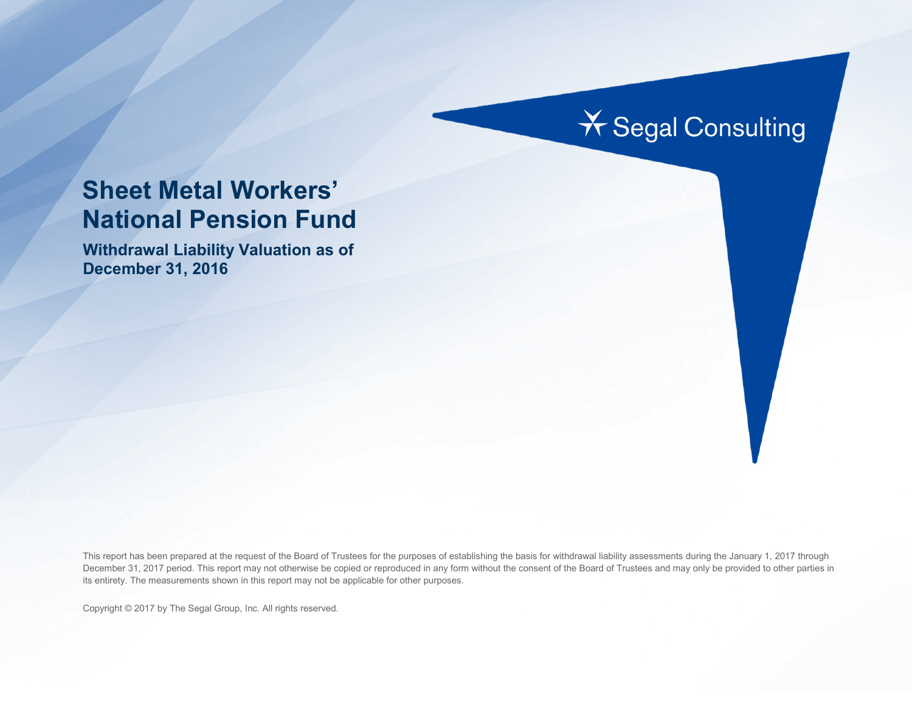Segal Consulting

# Sheet Metal Workers' National Pension Fund

## Withdrawal Liability Valuation as of December 31, 2016

This report has been prepared at the request of the Board of Trustees for the purposes of establishing the basis for withdrawal liability assessments during the January 1, 2017 through December 31, 2017 period. This report may not otherwise be copied or reproduced in any form without the consent of the Board of Trustees and may only be provided to other parties in its entirety. The measurements shown in this report may not be applicable for other purposes.

Copyright © 2017 by The Segal Group, Inc. All rights reserved.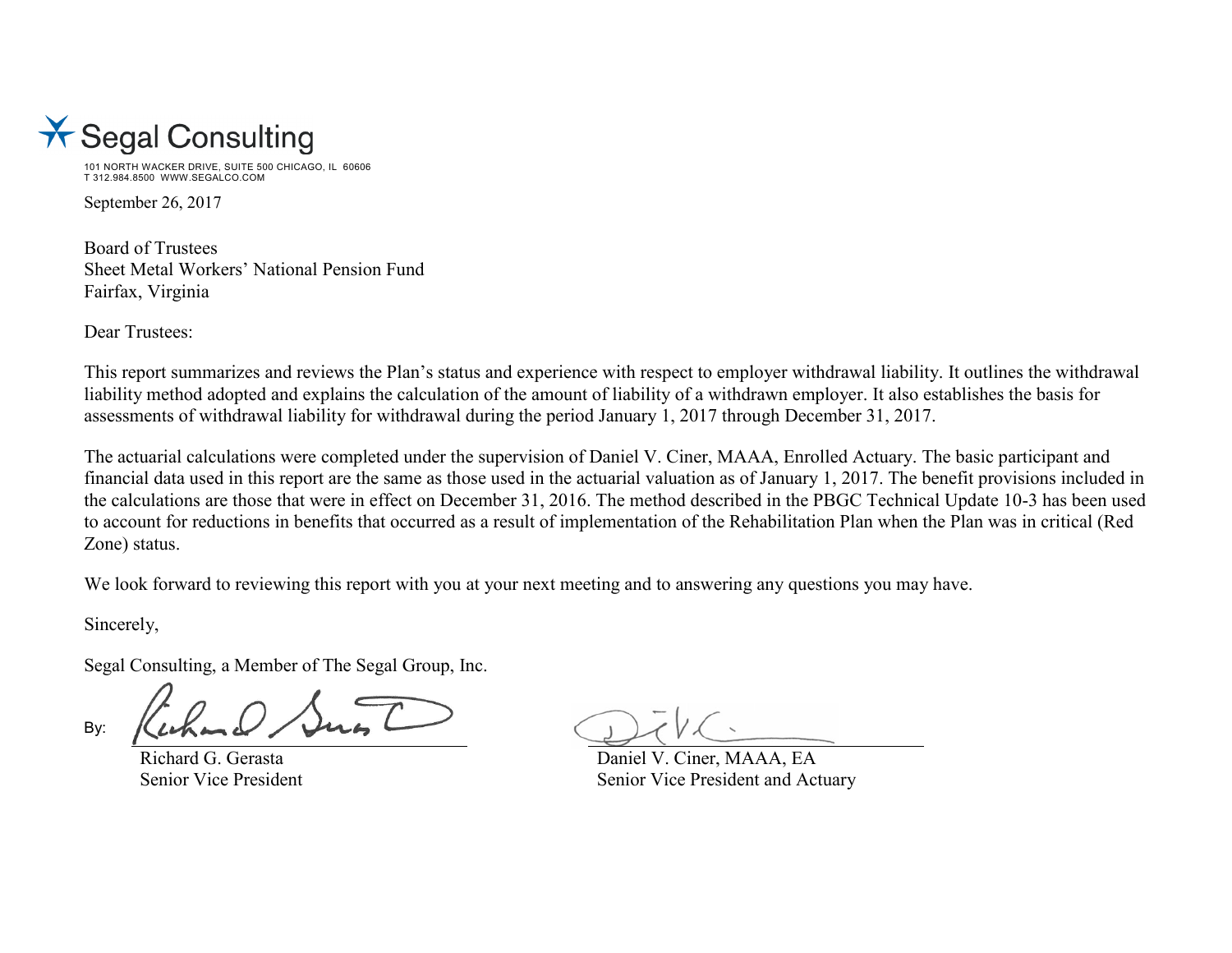Segal Consulting

101 NORTH WACKER DRIVE, SUITE 500 CHICAGO, IL 60606
T 312.984.8500 WWW.SEGALCO.COM

September 26, 2017

Board of Trustees
Sheet Metal Workers' National Pension Fund
Fairfax, Virginia

Dear Trustees:

This report summarizes and reviews the Plan's status and experience with respect to employer withdrawal liability. It outlines the withdrawal liability method adopted and explains the calculation of the amount of liability of a withdrawn employer. It also establishes the basis for assessments of withdrawal liability for withdrawal during the period January 1, 2017 through December 31, 2017.

The actuarial calculations were completed under the supervision of Daniel V. Ciner, MAAA, Enrolled Actuary. The basic participant and financial data used in this report are the same as those used in the actuarial valuation as of January 1, 2017. The benefit provisions included in the calculations are those that were in effect on December 31, 2016. The method described in the PBGC Technical Update 10-3 has been used to account for reductions in benefits that occurred as a result of implementation of the Rehabilitation Plan when the Plan was in critical (Red Zone) status.

We look forward to reviewing this report with you at your next meeting and to answering any questions you may have.

Sincerely,

Segal Consulting, a Member of The Segal Group, Inc.

By:

Richard G. Gerasta
Senior Vice President

Daniel V. Ciner, MAAA, EA
Senior Vice President and Actuary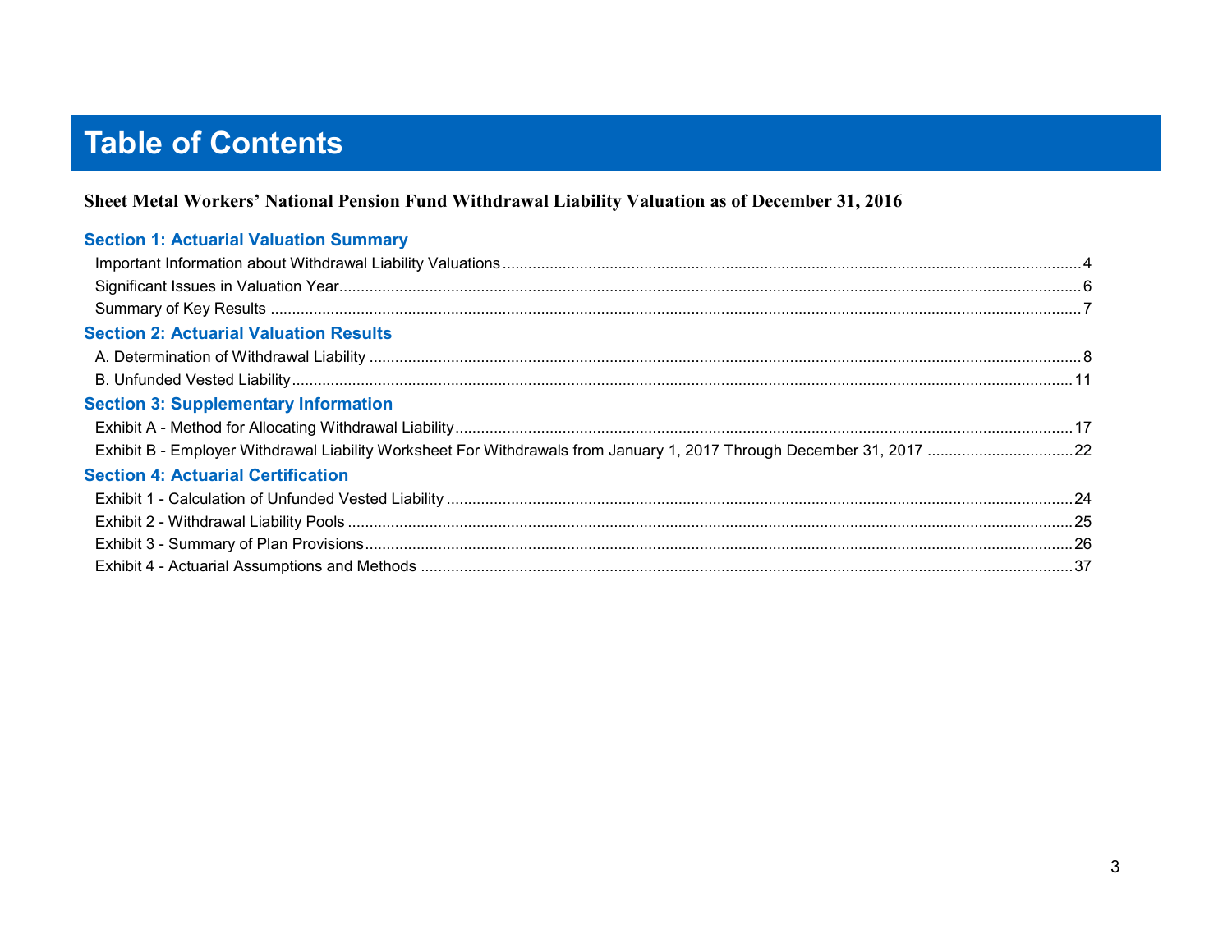# Table of Contents

**Sheet Metal Workers' National Pension Fund Withdrawal Liability Valuation as of December 31, 2016**

## Section 1: Actuarial Valuation Summary

- Important Information about Withdrawal Liability Valuations ..... 4
- Significant Issues in Valuation Year ..... 6
- Summary of Key Results ..... 7

## Section 2: Actuarial Valuation Results

- A. Determination of Withdrawal Liability ..... 8
- B. Unfunded Vested Liability ..... 11

## Section 3: Supplementary Information

- Exhibit A - Method for Allocating Withdrawal Liability ..... 17
- Exhibit B - Employer Withdrawal Liability Worksheet For Withdrawals from January 1, 2017 Through December 31, 2017 ..... 22

## Section 4: Actuarial Certification

- Exhibit 1 - Calculation of Unfunded Vested Liability ..... 24
- Exhibit 2 - Withdrawal Liability Pools ..... 25
- Exhibit 3 - Summary of Plan Provisions ..... 26
- Exhibit 4 - Actuarial Assumptions and Methods ..... 37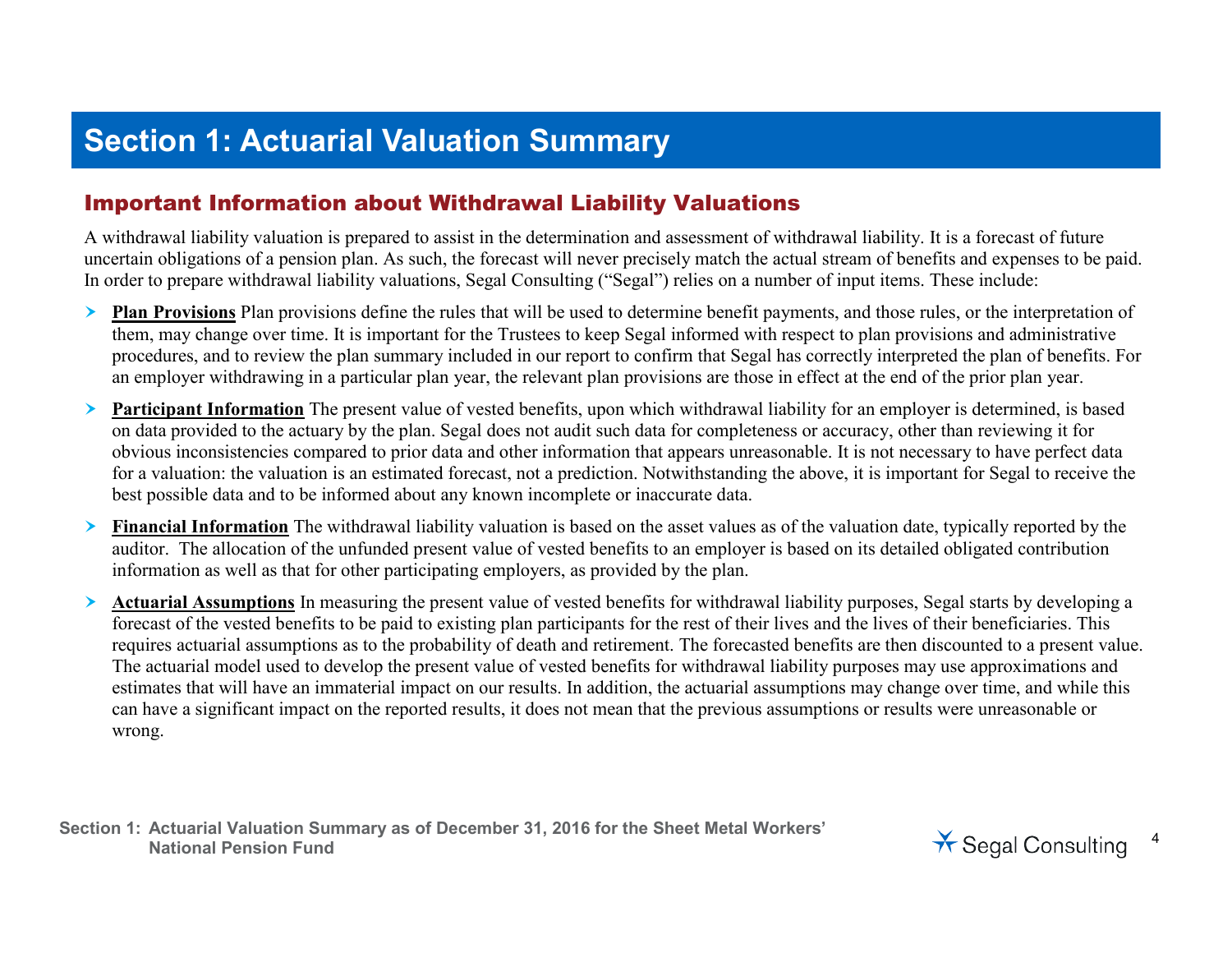# Section 1: Actuarial Valuation Summary

## Important Information about Withdrawal Liability Valuations

A withdrawal liability valuation is prepared to assist in the determination and assessment of withdrawal liability. It is a forecast of future uncertain obligations of a pension plan. As such, the forecast will never precisely match the actual stream of benefits and expenses to be paid. In order to prepare withdrawal liability valuations, Segal Consulting ("Segal") relies on a number of input items. These include:

- **Plan Provisions** Plan provisions define the rules that will be used to determine benefit payments, and those rules, or the interpretation of them, may change over time. It is important for the Trustees to keep Segal informed with respect to plan provisions and administrative procedures, and to review the plan summary included in our report to confirm that Segal has correctly interpreted the plan of benefits. For an employer withdrawing in a particular plan year, the relevant plan provisions are those in effect at the end of the prior plan year.
- **Participant Information** The present value of vested benefits, upon which withdrawal liability for an employer is determined, is based on data provided to the actuary by the plan. Segal does not audit such data for completeness or accuracy, other than reviewing it for obvious inconsistencies compared to prior data and other information that appears unreasonable. It is not necessary to have perfect data for a valuation: the valuation is an estimated forecast, not a prediction. Notwithstanding the above, it is important for Segal to receive the best possible data and to be informed about any known incomplete or inaccurate data.
- **Financial Information** The withdrawal liability valuation is based on the asset values as of the valuation date, typically reported by the auditor. The allocation of the unfunded present value of vested benefits to an employer is based on its detailed obligated contribution information as well as that for other participating employers, as provided by the plan.
- **Actuarial Assumptions** In measuring the present value of vested benefits for withdrawal liability purposes, Segal starts by developing a forecast of the vested benefits to be paid to existing plan participants for the rest of their lives and the lives of their beneficiaries. This requires actuarial assumptions as to the probability of death and retirement. The forecasted benefits are then discounted to a present value. The actuarial model used to develop the present value of vested benefits for withdrawal liability purposes may use approximations and estimates that will have an immaterial impact on our results. In addition, the actuarial assumptions may change over time, and while this can have a significant impact on the reported results, it does not mean that the previous assumptions or results were unreasonable or wrong.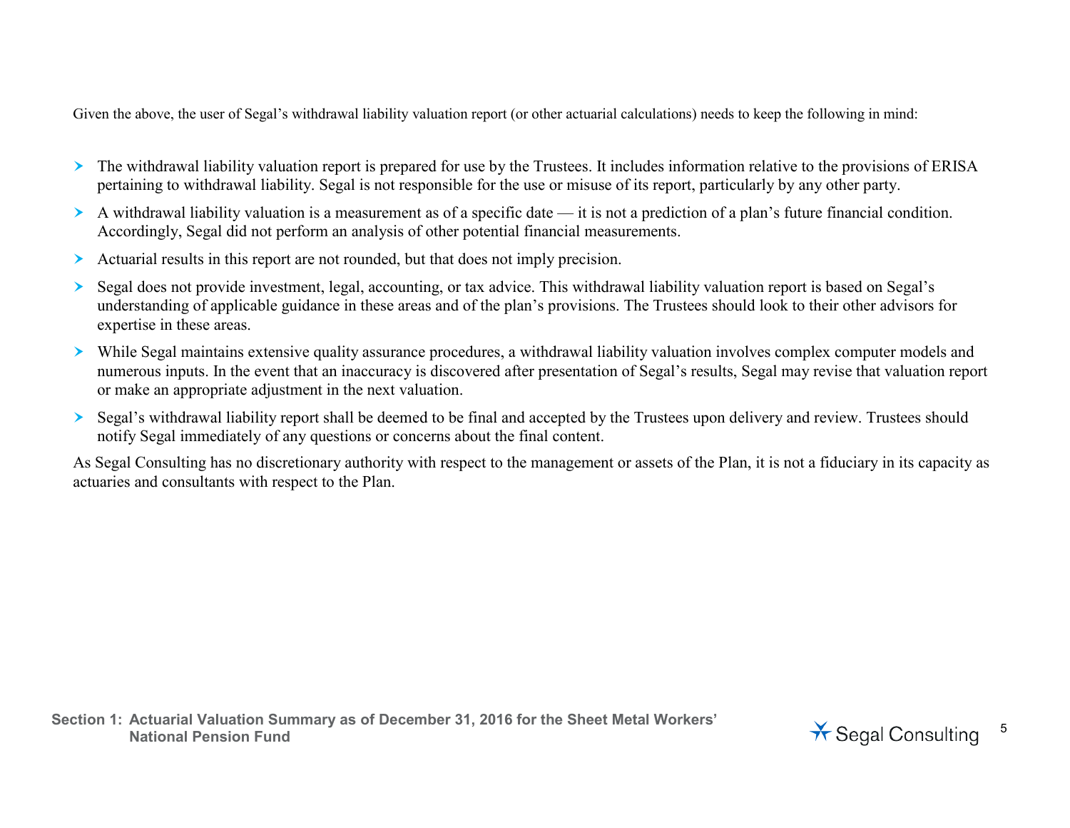Given the above, the user of Segal's withdrawal liability valuation report (or other actuarial calculations) needs to keep the following in mind:

- The withdrawal liability valuation report is prepared for use by the Trustees. It includes information relative to the provisions of ERISA pertaining to withdrawal liability. Segal is not responsible for the use or misuse of its report, particularly by any other party.
- A withdrawal liability valuation is a measurement as of a specific date — it is not a prediction of a plan's future financial condition. Accordingly, Segal did not perform an analysis of other potential financial measurements.
- Actuarial results in this report are not rounded, but that does not imply precision.
- Segal does not provide investment, legal, accounting, or tax advice. This withdrawal liability valuation report is based on Segal's understanding of applicable guidance in these areas and of the plan's provisions. The Trustees should look to their other advisors for expertise in these areas.
- While Segal maintains extensive quality assurance procedures, a withdrawal liability valuation involves complex computer models and numerous inputs. In the event that an inaccuracy is discovered after presentation of Segal's results, Segal may revise that valuation report or make an appropriate adjustment in the next valuation.
- Segal's withdrawal liability report shall be deemed to be final and accepted by the Trustees upon delivery and review. Trustees should notify Segal immediately of any questions or concerns about the final content.

As Segal Consulting has no discretionary authority with respect to the management or assets of the Plan, it is not a fiduciary in its capacity as actuaries and consultants with respect to the Plan.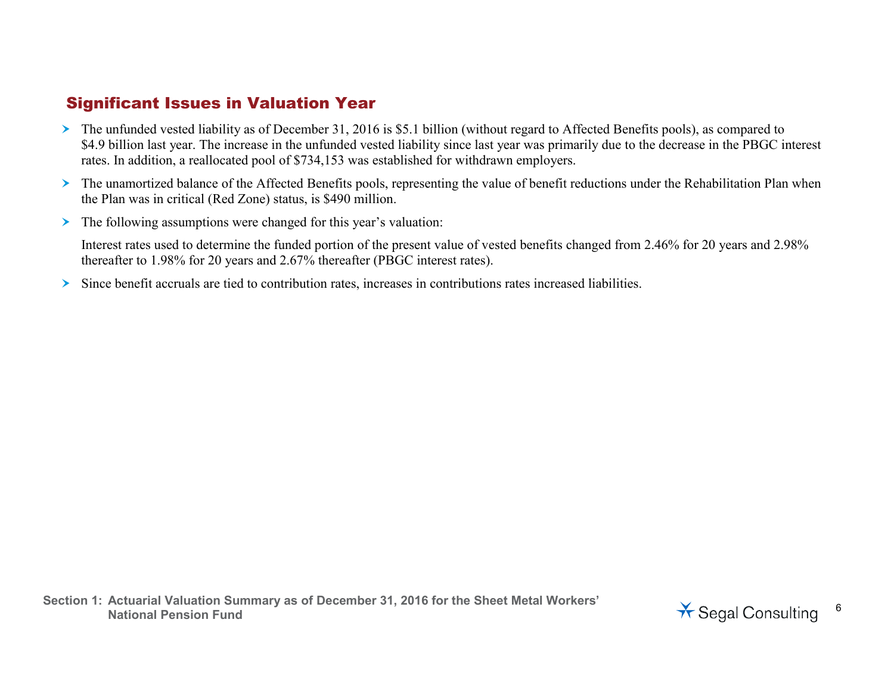## Significant Issues in Valuation Year

- The unfunded vested liability as of December 31, 2016 is $5.1 billion (without regard to Affected Benefits pools), as compared to $4.9 billion last year. The increase in the unfunded vested liability since last year was primarily due to the decrease in the PBGC interest rates. In addition, a reallocated pool of $734,153 was established for withdrawn employers.
- The unamortized balance of the Affected Benefits pools, representing the value of benefit reductions under the Rehabilitation Plan when the Plan was in critical (Red Zone) status, is $490 million.
- The following assumptions were changed for this year's valuation:

  Interest rates used to determine the funded portion of the present value of vested benefits changed from 2.46% for 20 years and 2.98% thereafter to 1.98% for 20 years and 2.67% thereafter (PBGC interest rates).

- Since benefit accruals are tied to contribution rates, increases in contributions rates increased liabilities.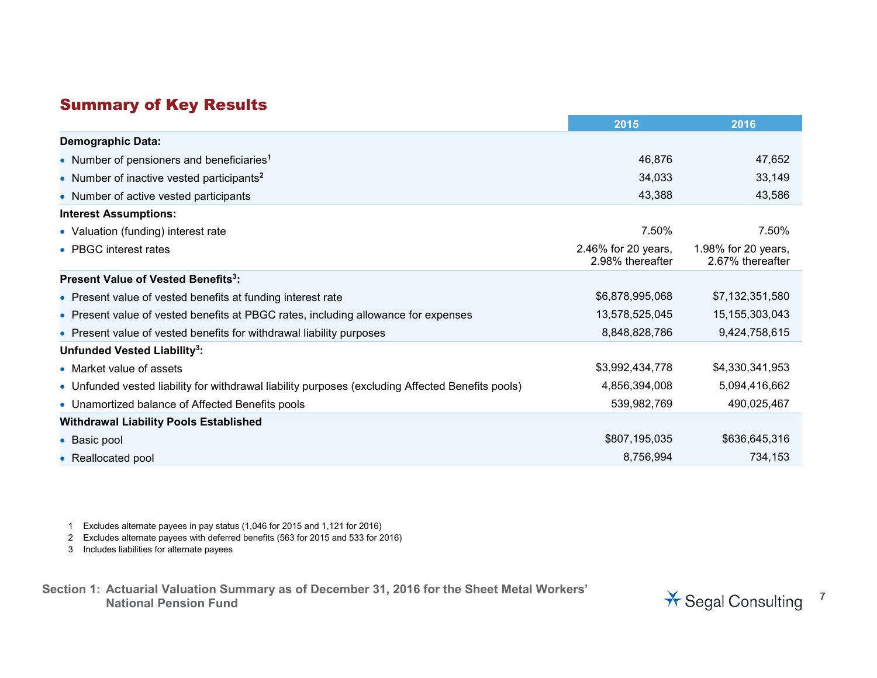## Summary of Key Results

| | 2015 | 2016 |
|---|---|---|
| **Demographic Data:** | | |
| • Number of pensioners and beneficiaries[1] | 46,876 | 47,652 |
| • Number of inactive vested participants[2] | 34,033 | 33,149 |
| • Number of active vested participants | 43,388 | 43,586 |
| **Interest Assumptions:** | | |
| • Valuation (funding) interest rate | 7.50% | 7.50% |
| • PBGC interest rates | 2.46% for 20 years, 2.98% thereafter | 1.98% for 20 years, 2.67% thereafter |
| **Present Value of Vested Benefits[3]:** | | |
| • Present value of vested benefits at funding interest rate | $6,878,995,068 | $7,132,351,580 |
| • Present value of vested benefits at PBGC rates, including allowance for expenses | 13,578,525,045 | 15,155,303,043 |
| • Present value of vested benefits for withdrawal liability purposes | 8,848,828,786 | 9,424,758,615 |
| **Unfunded Vested Liability[3]:** | | |
| • Market value of assets | $3,992,434,778 | $4,330,341,953 |
| • Unfunded vested liability for withdrawal liability purposes (excluding Affected Benefits pools) | 4,856,394,008 | 5,094,416,662 |
| • Unamortized balance of Affected Benefits pools | 539,982,769 | 490,025,467 |
| **Withdrawal Liability Pools Established** | | |
| • Basic pool | $807,195,035 | $636,645,316 |
| • Reallocated pool | 8,756,994 | 734,153 |

1 Excludes alternate payees in pay status (1,046 for 2015 and 1,121 for 2016)

2 Excludes alternate payees with deferred benefits (563 for 2015 and 533 for 2016)

3 Includes liabilities for alternate payees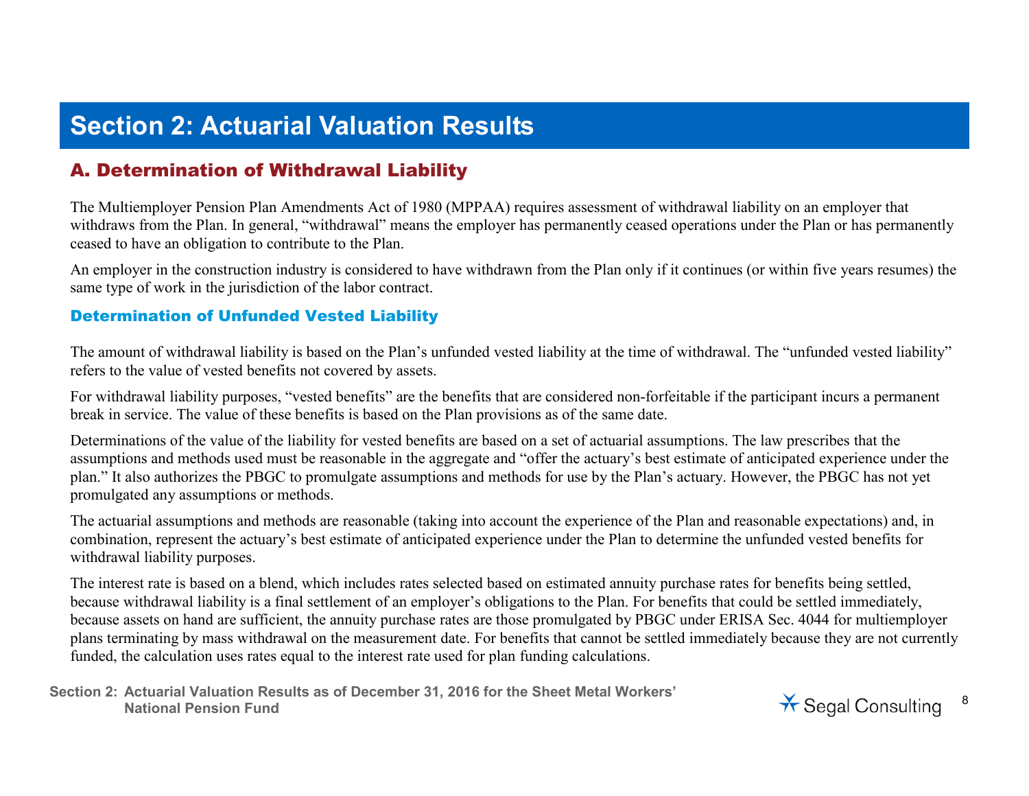# Section 2: Actuarial Valuation Results

## A. Determination of Withdrawal Liability

The Multiemployer Pension Plan Amendments Act of 1980 (MPPAA) requires assessment of withdrawal liability on an employer that withdraws from the Plan. In general, "withdrawal" means the employer has permanently ceased operations under the Plan or has permanently ceased to have an obligation to contribute to the Plan.

An employer in the construction industry is considered to have withdrawn from the Plan only if it continues (or within five years resumes) the same type of work in the jurisdiction of the labor contract.

### Determination of Unfunded Vested Liability

The amount of withdrawal liability is based on the Plan's unfunded vested liability at the time of withdrawal. The "unfunded vested liability" refers to the value of vested benefits not covered by assets.

For withdrawal liability purposes, "vested benefits" are the benefits that are considered non-forfeitable if the participant incurs a permanent break in service. The value of these benefits is based on the Plan provisions as of the same date.

Determinations of the value of the liability for vested benefits are based on a set of actuarial assumptions. The law prescribes that the assumptions and methods used must be reasonable in the aggregate and "offer the actuary's best estimate of anticipated experience under the plan." It also authorizes the PBGC to promulgate assumptions and methods for use by the Plan's actuary. However, the PBGC has not yet promulgated any assumptions or methods.

The actuarial assumptions and methods are reasonable (taking into account the experience of the Plan and reasonable expectations) and, in combination, represent the actuary's best estimate of anticipated experience under the Plan to determine the unfunded vested benefits for withdrawal liability purposes.

The interest rate is based on a blend, which includes rates selected based on estimated annuity purchase rates for benefits being settled, because withdrawal liability is a final settlement of an employer's obligations to the Plan. For benefits that could be settled immediately, because assets on hand are sufficient, the annuity purchase rates are those promulgated by PBGC under ERISA Sec. 4044 for multiemployer plans terminating by mass withdrawal on the measurement date. For benefits that cannot be settled immediately because they are not currently funded, the calculation uses rates equal to the interest rate used for plan funding calculations.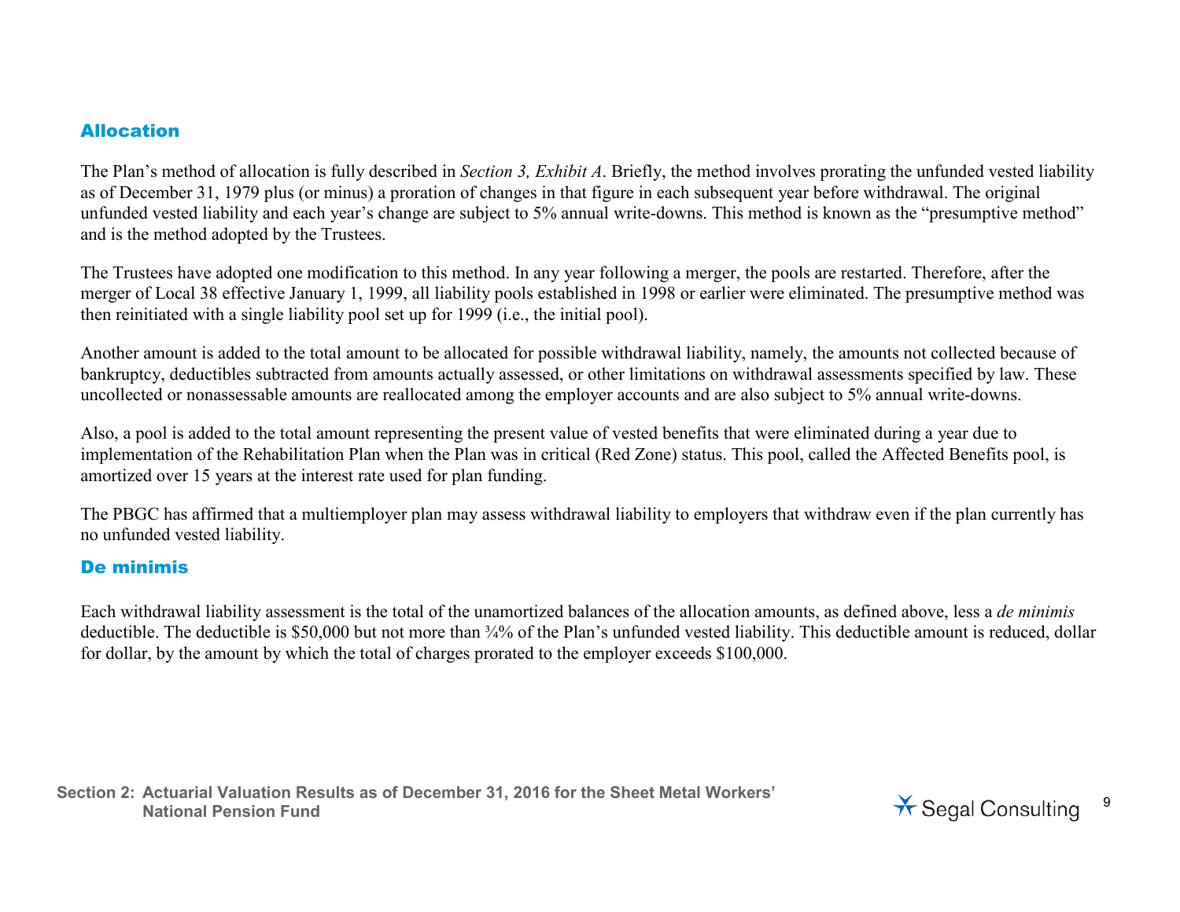## Allocation

The Plan's method of allocation is fully described in *Section 3, Exhibit A*. Briefly, the method involves prorating the unfunded vested liability as of December 31, 1979 plus (or minus) a proration of changes in that figure in each subsequent year before withdrawal. The original unfunded vested liability and each year's change are subject to 5% annual write-downs. This method is known as the "presumptive method" and is the method adopted by the Trustees.

The Trustees have adopted one modification to this method. In any year following a merger, the pools are restarted. Therefore, after the merger of Local 38 effective January 1, 1999, all liability pools established in 1998 or earlier were eliminated. The presumptive method was then reinitiated with a single liability pool set up for 1999 (i.e., the initial pool).

Another amount is added to the total amount to be allocated for possible withdrawal liability, namely, the amounts not collected because of bankruptcy, deductibles subtracted from amounts actually assessed, or other limitations on withdrawal assessments specified by law. These uncollected or nonassessable amounts are reallocated among the employer accounts and are also subject to 5% annual write-downs.

Also, a pool is added to the total amount representing the present value of vested benefits that were eliminated during a year due to implementation of the Rehabilitation Plan when the Plan was in critical (Red Zone) status. This pool, called the Affected Benefits pool, is amortized over 15 years at the interest rate used for plan funding.

The PBGC has affirmed that a multiemployer plan may assess withdrawal liability to employers that withdraw even if the plan currently has no unfunded vested liability.

## De minimis

Each withdrawal liability assessment is the total of the unamortized balances of the allocation amounts, as defined above, less a *de minimis* deductible. The deductible is $50,000 but not more than ¾% of the Plan's unfunded vested liability. This deductible amount is reduced, dollar for dollar, by the amount by which the total of charges prorated to the employer exceeds $100,000.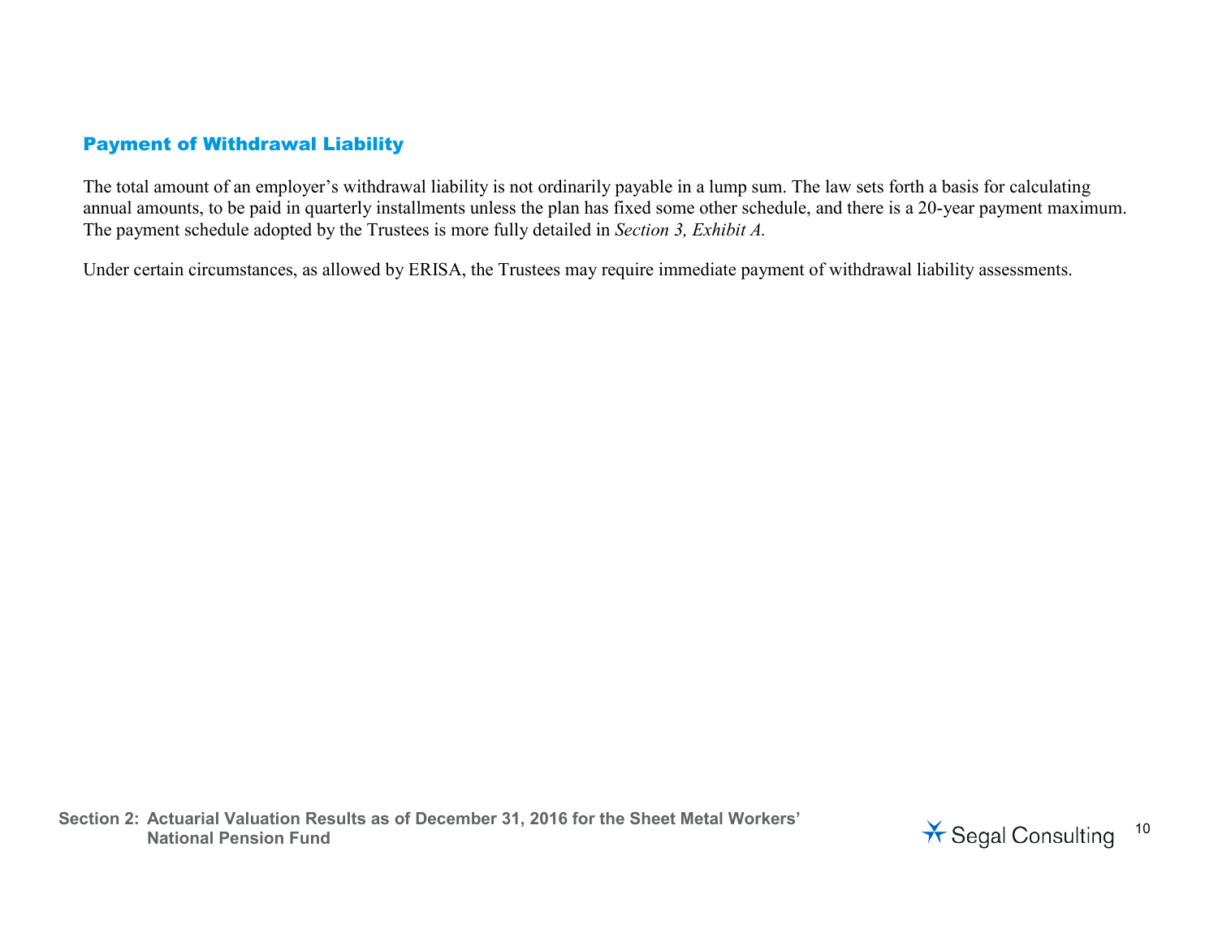### Payment of Withdrawal Liability

The total amount of an employer's withdrawal liability is not ordinarily payable in a lump sum. The law sets forth a basis for calculating annual amounts, to be paid in quarterly installments unless the plan has fixed some other schedule, and there is a 20-year payment maximum. The payment schedule adopted by the Trustees is more fully detailed in *Section 3, Exhibit A.*

Under certain circumstances, as allowed by ERISA, the Trustees may require immediate payment of withdrawal liability assessments.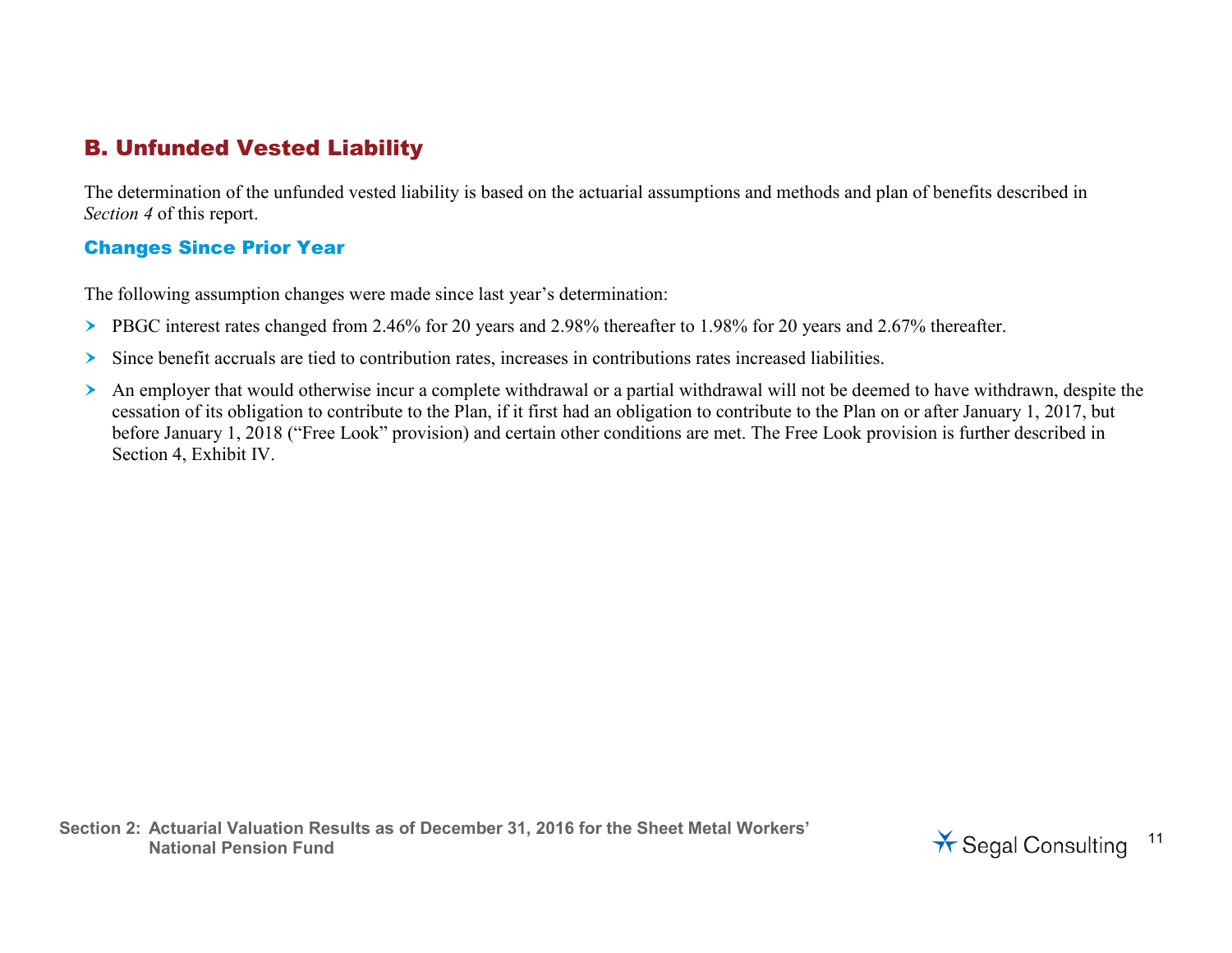## B. Unfunded Vested Liability

The determination of the unfunded vested liability is based on the actuarial assumptions and methods and plan of benefits described in *Section 4* of this report.

### Changes Since Prior Year

The following assumption changes were made since last year's determination:

- PBGC interest rates changed from 2.46% for 20 years and 2.98% thereafter to 1.98% for 20 years and 2.67% thereafter.
- Since benefit accruals are tied to contribution rates, increases in contributions rates increased liabilities.
- An employer that would otherwise incur a complete withdrawal or a partial withdrawal will not be deemed to have withdrawn, despite the cessation of its obligation to contribute to the Plan, if it first had an obligation to contribute to the Plan on or after January 1, 2017, but before January 1, 2018 ("Free Look" provision) and certain other conditions are met. The Free Look provision is further described in Section 4, Exhibit IV.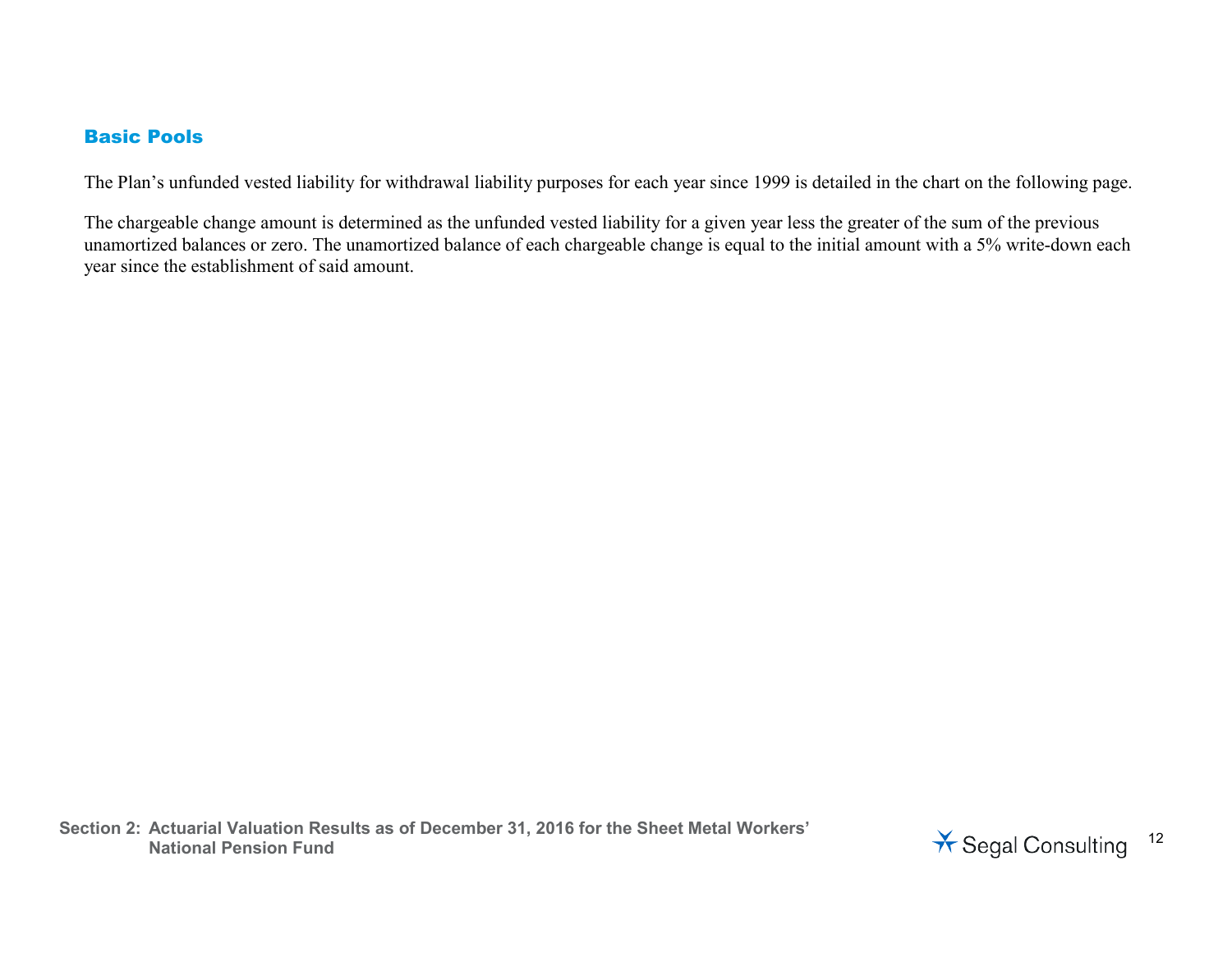## Basic Pools

The Plan's unfunded vested liability for withdrawal liability purposes for each year since 1999 is detailed in the chart on the following page.

The chargeable change amount is determined as the unfunded vested liability for a given year less the greater of the sum of the previous unamortized balances or zero. The unamortized balance of each chargeable change is equal to the initial amount with a 5% write-down each year since the establishment of said amount.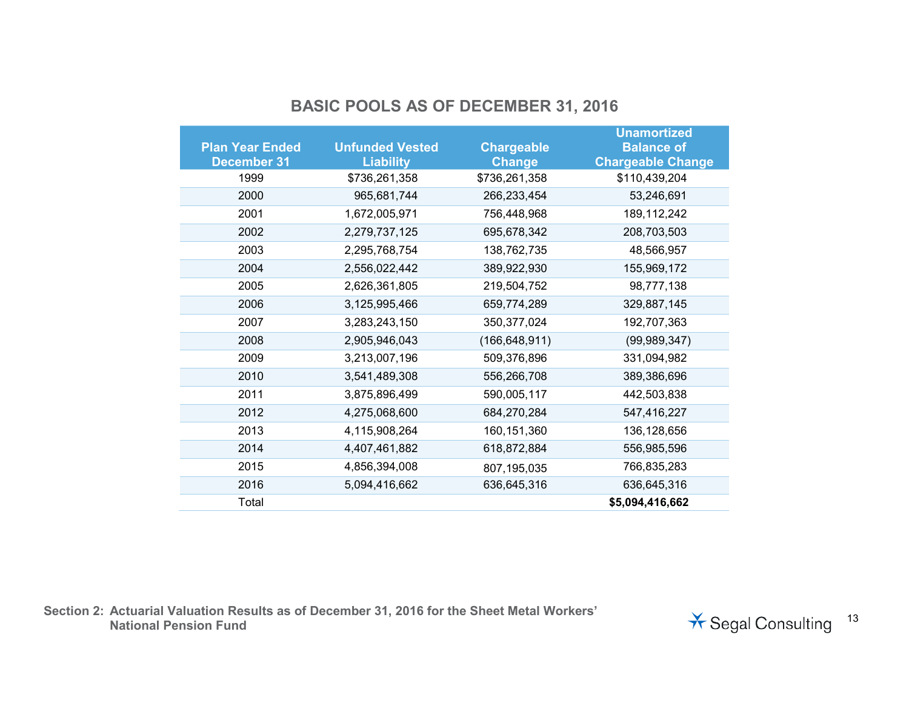## BASIC POOLS AS OF DECEMBER 31, 2016

| Plan Year Ended December 31 | Unfunded Vested Liability | Chargeable Change | Unamortized Balance of Chargeable Change |
|---|---|---|---|
| 1999 | $736,261,358 | $736,261,358 | $110,439,204 |
| 2000 | 965,681,744 | 266,233,454 | 53,246,691 |
| 2001 | 1,672,005,971 | 756,448,968 | 189,112,242 |
| 2002 | 2,279,737,125 | 695,678,342 | 208,703,503 |
| 2003 | 2,295,768,754 | 138,762,735 | 48,566,957 |
| 2004 | 2,556,022,442 | 389,922,930 | 155,969,172 |
| 2005 | 2,626,361,805 | 219,504,752 | 98,777,138 |
| 2006 | 3,125,995,466 | 659,774,289 | 329,887,145 |
| 2007 | 3,283,243,150 | 350,377,024 | 192,707,363 |
| 2008 | 2,905,946,043 | (166,648,911) | (99,989,347) |
| 2009 | 3,213,007,196 | 509,376,896 | 331,094,982 |
| 2010 | 3,541,489,308 | 556,266,708 | 389,386,696 |
| 2011 | 3,875,896,499 | 590,005,117 | 442,503,838 |
| 2012 | 4,275,068,600 | 684,270,284 | 547,416,227 |
| 2013 | 4,115,908,264 | 160,151,360 | 136,128,656 |
| 2014 | 4,407,461,882 | 618,872,884 | 556,985,596 |
| 2015 | 4,856,394,008 | 807,195,035 | 766,835,283 |
| 2016 | 5,094,416,662 | 636,645,316 | 636,645,316 |
| Total | | | **$5,094,416,662** |

**Section 2: Actuarial Valuation Results as of December 31, 2016 for the Sheet Metal Workers' National Pension Fund**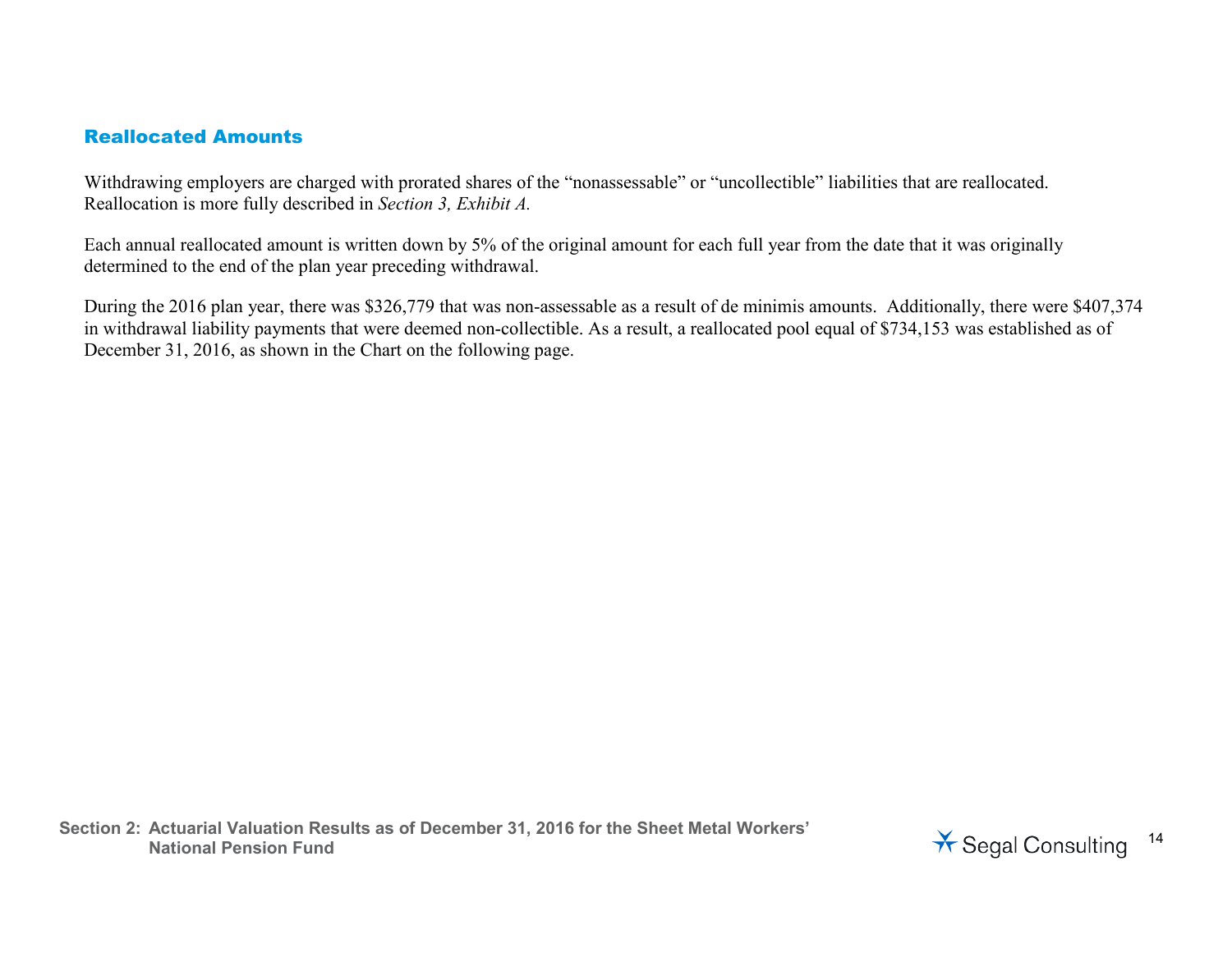## Reallocated Amounts

Withdrawing employers are charged with prorated shares of the "nonassessable" or "uncollectible" liabilities that are reallocated. Reallocation is more fully described in *Section 3, Exhibit A.*

Each annual reallocated amount is written down by 5% of the original amount for each full year from the date that it was originally determined to the end of the plan year preceding withdrawal.

During the 2016 plan year, there was $326,779 that was non-assessable as a result of de minimis amounts. Additionally, there were $407,374 in withdrawal liability payments that were deemed non-collectible. As a result, a reallocated pool equal of $734,153 was established as of December 31, 2016, as shown in the Chart on the following page.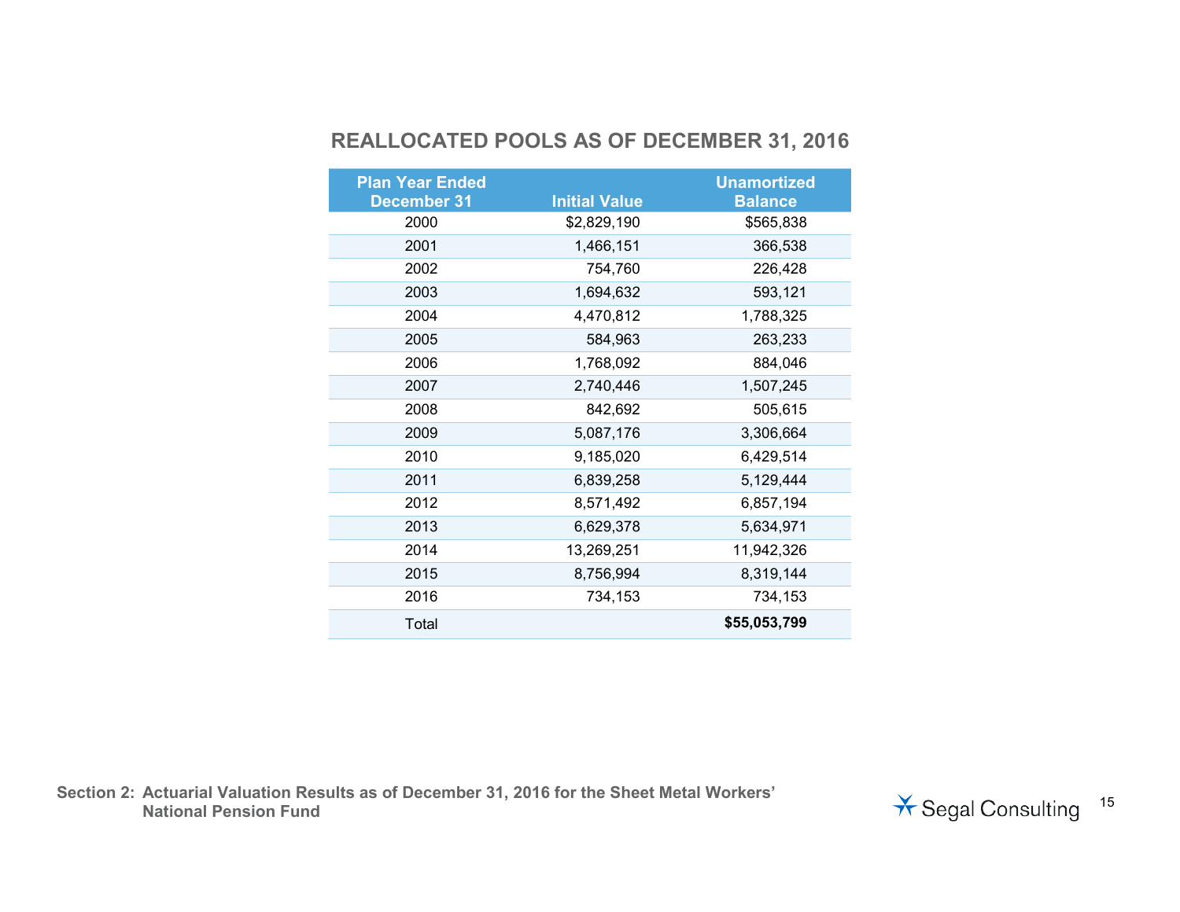## REALLOCATED POOLS AS OF DECEMBER 31, 2016

| Plan Year Ended December 31 | Initial Value | Unamortized Balance |
|---|---|---|
| 2000 | $2,829,190 | $565,838 |
| 2001 | 1,466,151 | 366,538 |
| 2002 | 754,760 | 226,428 |
| 2003 | 1,694,632 | 593,121 |
| 2004 | 4,470,812 | 1,788,325 |
| 2005 | 584,963 | 263,233 |
| 2006 | 1,768,092 | 884,046 |
| 2007 | 2,740,446 | 1,507,245 |
| 2008 | 842,692 | 505,615 |
| 2009 | 5,087,176 | 3,306,664 |
| 2010 | 9,185,020 | 6,429,514 |
| 2011 | 6,839,258 | 5,129,444 |
| 2012 | 8,571,492 | 6,857,194 |
| 2013 | 6,629,378 | 5,634,971 |
| 2014 | 13,269,251 | 11,942,326 |
| 2015 | 8,756,994 | 8,319,144 |
| 2016 | 734,153 | 734,153 |
| Total | | **$55,053,799** |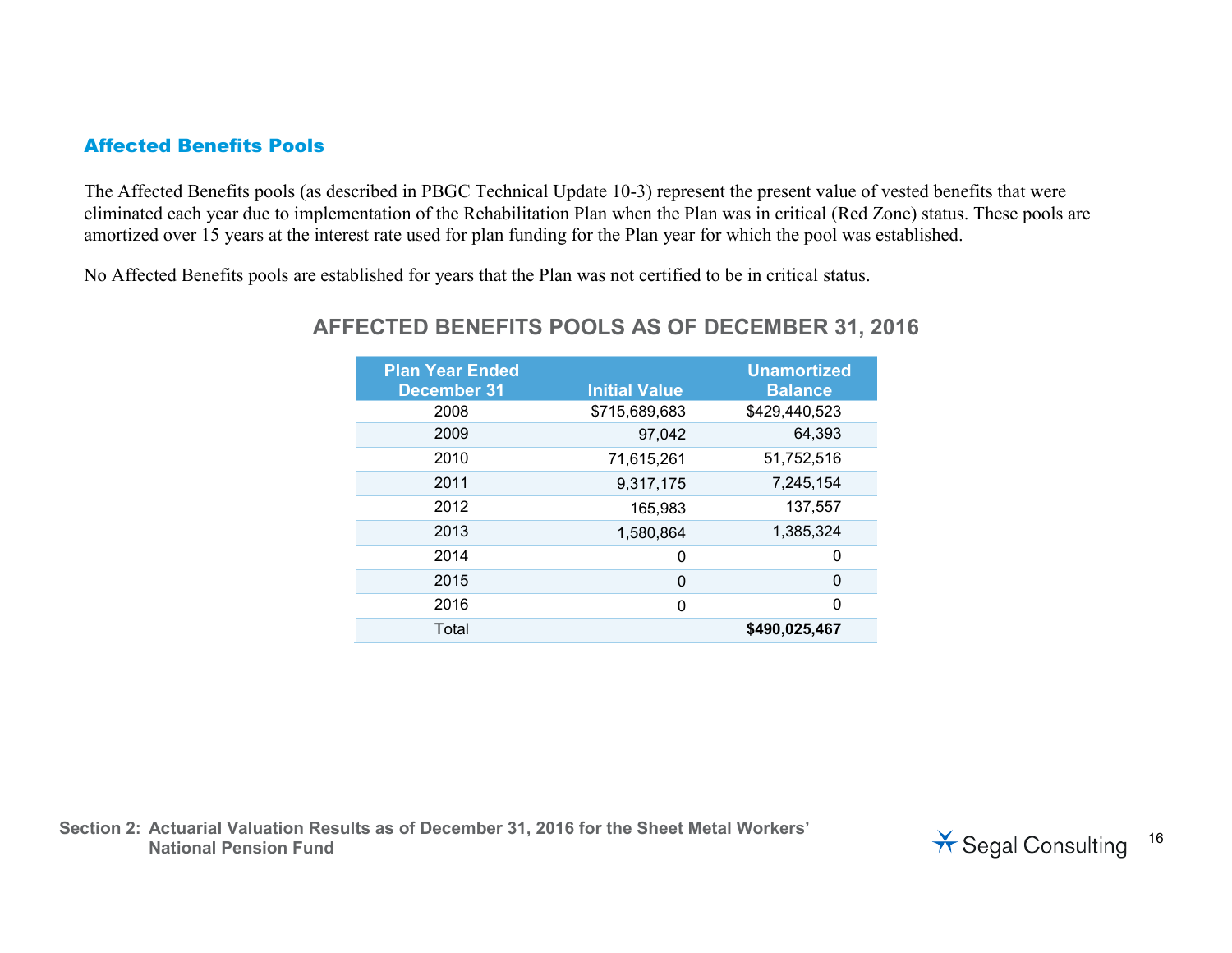## Affected Benefits Pools

The Affected Benefits pools (as described in PBGC Technical Update 10-3) represent the present value of vested benefits that were eliminated each year due to implementation of the Rehabilitation Plan when the Plan was in critical (Red Zone) status. These pools are amortized over 15 years at the interest rate used for plan funding for the Plan year for which the pool was established.

No Affected Benefits pools are established for years that the Plan was not certified to be in critical status.

### AFFECTED BENEFITS POOLS AS OF DECEMBER 31, 2016

| Plan Year Ended December 31 | Initial Value | Unamortized Balance |
|---|---|---|
| 2008 | $715,689,683 | $429,440,523 |
| 2009 | 97,042 | 64,393 |
| 2010 | 71,615,261 | 51,752,516 |
| 2011 | 9,317,175 | 7,245,154 |
| 2012 | 165,983 | 137,557 |
| 2013 | 1,580,864 | 1,385,324 |
| 2014 | 0 | 0 |
| 2015 | 0 | 0 |
| 2016 | 0 | 0 |
| Total | | **$490,025,467** |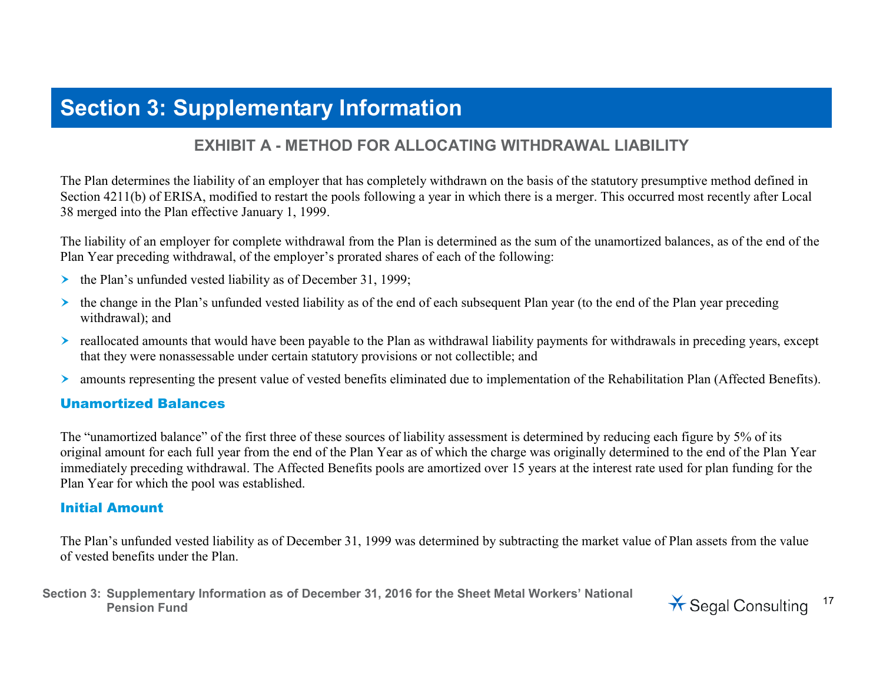# Section 3: Supplementary Information

## EXHIBIT A - METHOD FOR ALLOCATING WITHDRAWAL LIABILITY

The Plan determines the liability of an employer that has completely withdrawn on the basis of the statutory presumptive method defined in Section 4211(b) of ERISA, modified to restart the pools following a year in which there is a merger. This occurred most recently after Local 38 merged into the Plan effective January 1, 1999.

The liability of an employer for complete withdrawal from the Plan is determined as the sum of the unamortized balances, as of the end of the Plan Year preceding withdrawal, of the employer's prorated shares of each of the following:

- the Plan's unfunded vested liability as of December 31, 1999;
- the change in the Plan's unfunded vested liability as of the end of each subsequent Plan year (to the end of the Plan year preceding withdrawal); and
- reallocated amounts that would have been payable to the Plan as withdrawal liability payments for withdrawals in preceding years, except that they were nonassessable under certain statutory provisions or not collectible; and
- amounts representing the present value of vested benefits eliminated due to implementation of the Rehabilitation Plan (Affected Benefits).

### Unamortized Balances

The "unamortized balance" of the first three of these sources of liability assessment is determined by reducing each figure by 5% of its original amount for each full year from the end of the Plan Year as of which the charge was originally determined to the end of the Plan Year immediately preceding withdrawal. The Affected Benefits pools are amortized over 15 years at the interest rate used for plan funding for the Plan Year for which the pool was established.

### Initial Amount

The Plan's unfunded vested liability as of December 31, 1999 was determined by subtracting the market value of Plan assets from the value of vested benefits under the Plan.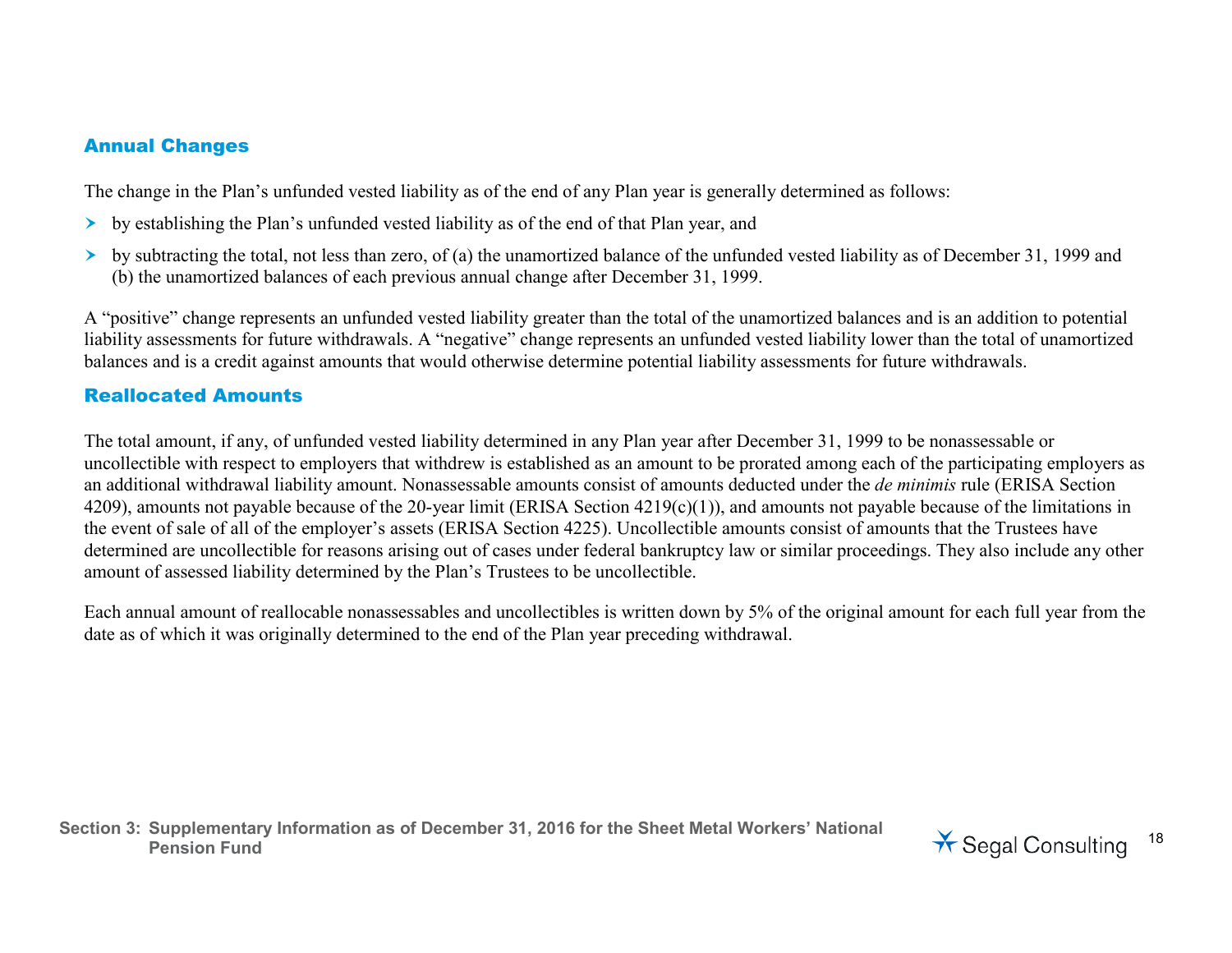## Annual Changes

The change in the Plan's unfunded vested liability as of the end of any Plan year is generally determined as follows:

- by establishing the Plan's unfunded vested liability as of the end of that Plan year, and
- by subtracting the total, not less than zero, of (a) the unamortized balance of the unfunded vested liability as of December 31, 1999 and (b) the unamortized balances of each previous annual change after December 31, 1999.

A "positive" change represents an unfunded vested liability greater than the total of the unamortized balances and is an addition to potential liability assessments for future withdrawals. A "negative" change represents an unfunded vested liability lower than the total of unamortized balances and is a credit against amounts that would otherwise determine potential liability assessments for future withdrawals.

## Reallocated Amounts

The total amount, if any, of unfunded vested liability determined in any Plan year after December 31, 1999 to be nonassessable or uncollectible with respect to employers that withdrew is established as an amount to be prorated among each of the participating employers as an additional withdrawal liability amount. Nonassessable amounts consist of amounts deducted under the *de minimis* rule (ERISA Section 4209), amounts not payable because of the 20-year limit (ERISA Section 4219(c)(1)), and amounts not payable because of the limitations in the event of sale of all of the employer's assets (ERISA Section 4225). Uncollectible amounts consist of amounts that the Trustees have determined are uncollectible for reasons arising out of cases under federal bankruptcy law or similar proceedings. They also include any other amount of assessed liability determined by the Plan's Trustees to be uncollectible.

Each annual amount of reallocable nonassessables and uncollectibles is written down by 5% of the original amount for each full year from the date as of which it was originally determined to the end of the Plan year preceding withdrawal.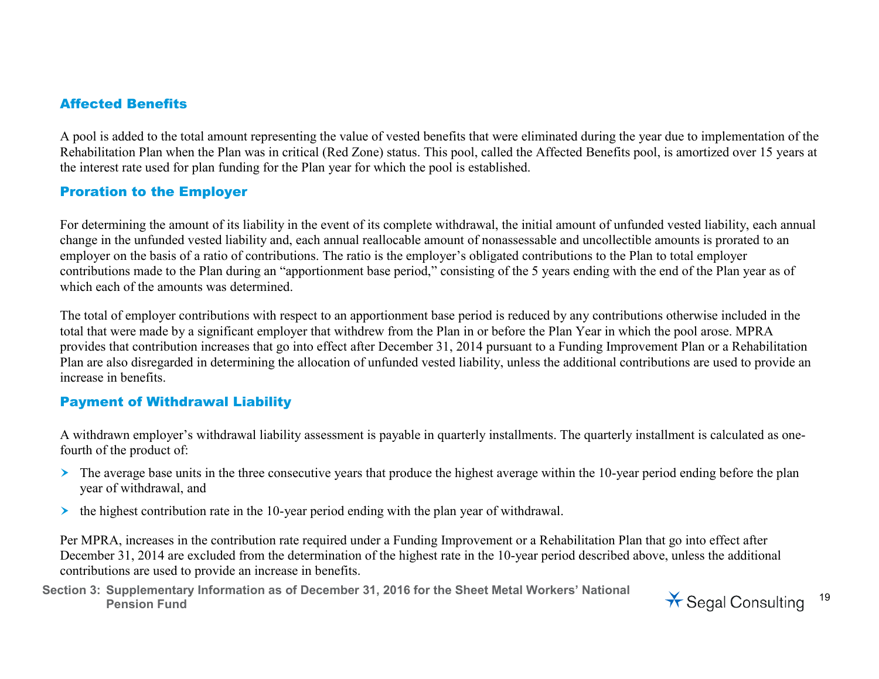## Affected Benefits

A pool is added to the total amount representing the value of vested benefits that were eliminated during the year due to implementation of the Rehabilitation Plan when the Plan was in critical (Red Zone) status. This pool, called the Affected Benefits pool, is amortized over 15 years at the interest rate used for plan funding for the Plan year for which the pool is established.

## Proration to the Employer

For determining the amount of its liability in the event of its complete withdrawal, the initial amount of unfunded vested liability, each annual change in the unfunded vested liability and, each annual reallocable amount of nonassessable and uncollectible amounts is prorated to an employer on the basis of a ratio of contributions. The ratio is the employer's obligated contributions to the Plan to total employer contributions made to the Plan during an "apportionment base period," consisting of the 5 years ending with the end of the Plan year as of which each of the amounts was determined.

The total of employer contributions with respect to an apportionment base period is reduced by any contributions otherwise included in the total that were made by a significant employer that withdrew from the Plan in or before the Plan Year in which the pool arose. MPRA provides that contribution increases that go into effect after December 31, 2014 pursuant to a Funding Improvement Plan or a Rehabilitation Plan are also disregarded in determining the allocation of unfunded vested liability, unless the additional contributions are used to provide an increase in benefits.

## Payment of Withdrawal Liability

A withdrawn employer's withdrawal liability assessment is payable in quarterly installments. The quarterly installment is calculated as one-fourth of the product of:

- The average base units in the three consecutive years that produce the highest average within the 10-year period ending before the plan year of withdrawal, and
- the highest contribution rate in the 10-year period ending with the plan year of withdrawal.

Per MPRA, increases in the contribution rate required under a Funding Improvement or a Rehabilitation Plan that go into effect after December 31, 2014 are excluded from the determination of the highest rate in the 10-year period described above, unless the additional contributions are used to provide an increase in benefits.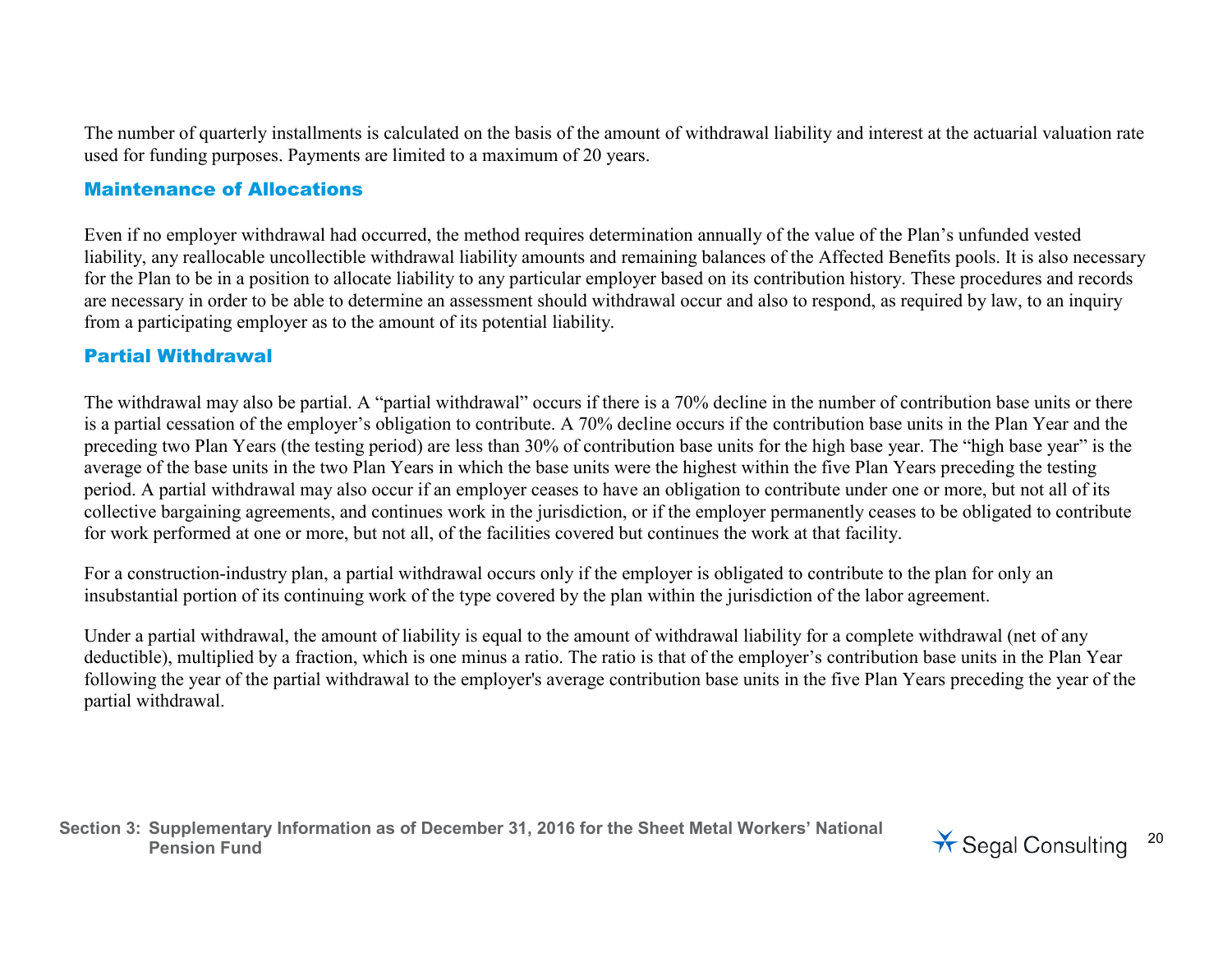The number of quarterly installments is calculated on the basis of the amount of withdrawal liability and interest at the actuarial valuation rate used for funding purposes. Payments are limited to a maximum of 20 years.

## Maintenance of Allocations

Even if no employer withdrawal had occurred, the method requires determination annually of the value of the Plan's unfunded vested liability, any reallocable uncollectible withdrawal liability amounts and remaining balances of the Affected Benefits pools. It is also necessary for the Plan to be in a position to allocate liability to any particular employer based on its contribution history. These procedures and records are necessary in order to be able to determine an assessment should withdrawal occur and also to respond, as required by law, to an inquiry from a participating employer as to the amount of its potential liability.

## Partial Withdrawal

The withdrawal may also be partial. A "partial withdrawal" occurs if there is a 70% decline in the number of contribution base units or there is a partial cessation of the employer's obligation to contribute. A 70% decline occurs if the contribution base units in the Plan Year and the preceding two Plan Years (the testing period) are less than 30% of contribution base units for the high base year. The "high base year" is the average of the base units in the two Plan Years in which the base units were the highest within the five Plan Years preceding the testing period. A partial withdrawal may also occur if an employer ceases to have an obligation to contribute under one or more, but not all of its collective bargaining agreements, and continues work in the jurisdiction, or if the employer permanently ceases to be obligated to contribute for work performed at one or more, but not all, of the facilities covered but continues the work at that facility.

For a construction-industry plan, a partial withdrawal occurs only if the employer is obligated to contribute to the plan for only an insubstantial portion of its continuing work of the type covered by the plan within the jurisdiction of the labor agreement.

Under a partial withdrawal, the amount of liability is equal to the amount of withdrawal liability for a complete withdrawal (net of any deductible), multiplied by a fraction, which is one minus a ratio. The ratio is that of the employer's contribution base units in the Plan Year following the year of the partial withdrawal to the employer's average contribution base units in the five Plan Years preceding the year of the partial withdrawal.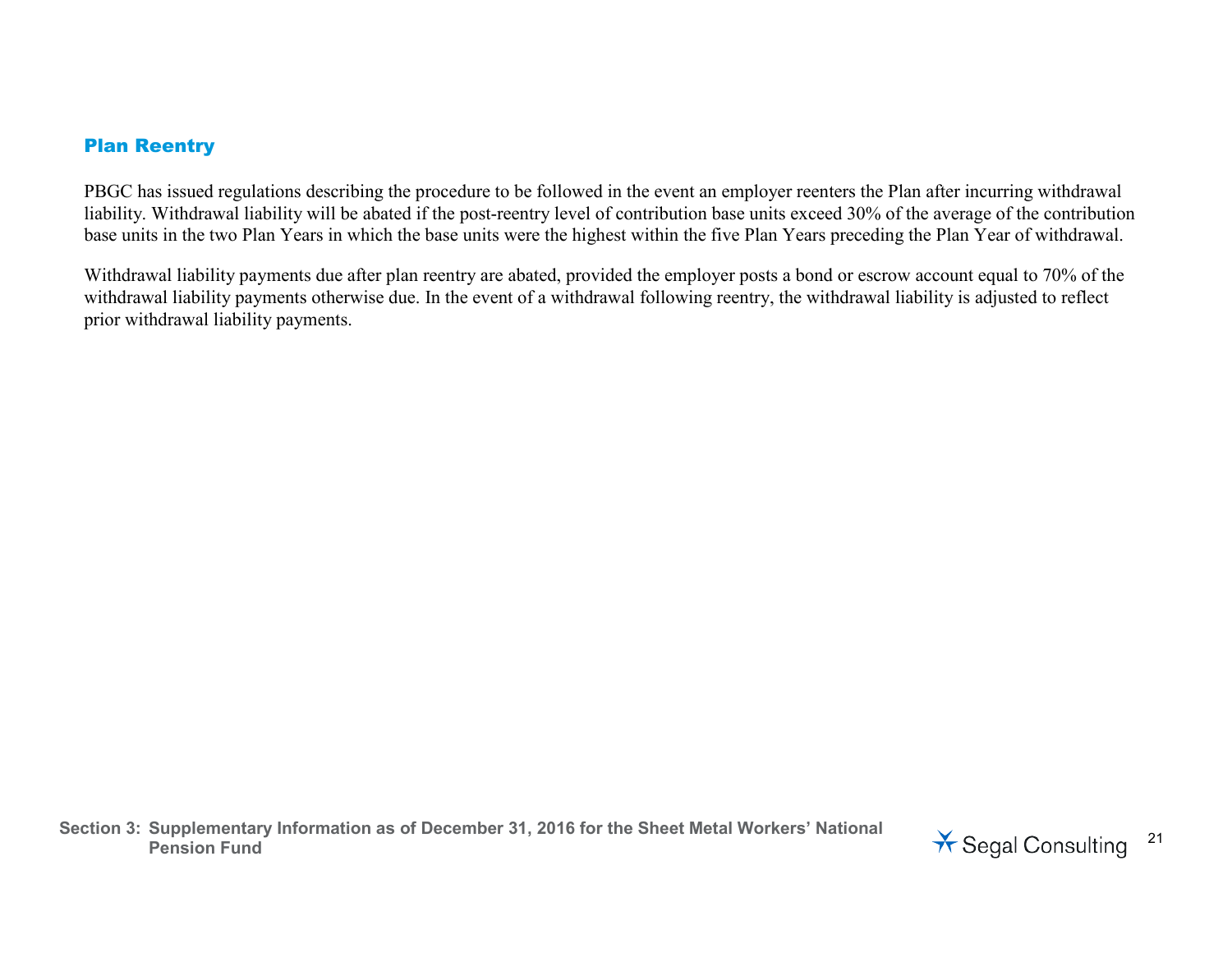## Plan Reentry

PBGC has issued regulations describing the procedure to be followed in the event an employer reenters the Plan after incurring withdrawal liability. Withdrawal liability will be abated if the post-reentry level of contribution base units exceed 30% of the average of the contribution base units in the two Plan Years in which the base units were the highest within the five Plan Years preceding the Plan Year of withdrawal.

Withdrawal liability payments due after plan reentry are abated, provided the employer posts a bond or escrow account equal to 70% of the withdrawal liability payments otherwise due. In the event of a withdrawal following reentry, the withdrawal liability is adjusted to reflect prior withdrawal liability payments.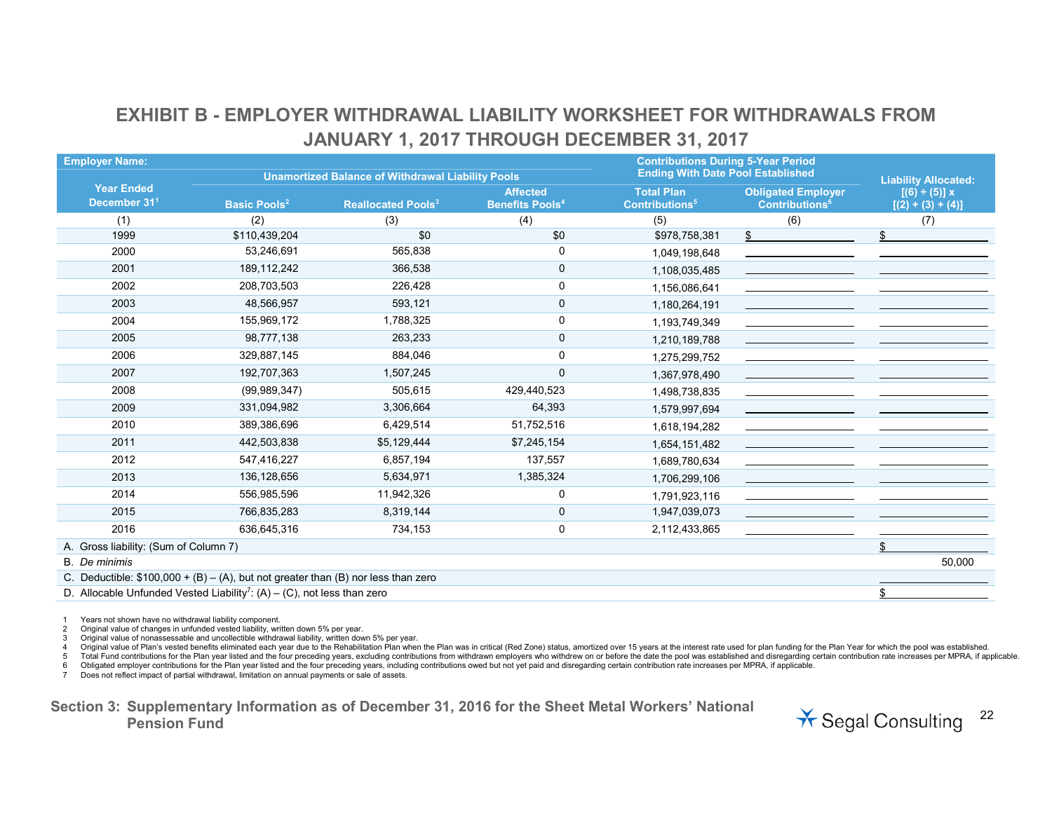# EXHIBIT B - EMPLOYER WITHDRAWAL LIABILITY WORKSHEET FOR WITHDRAWALS FROM JANUARY 1, 2017 THROUGH DECEMBER 31, 2017

Employer Name:

| Year Ended December 31[1] | Unamortized Balance of Withdrawal Liability Pools | | | Contributions During 5-Year Period Ending With Date Pool Established | | Liability Allocated: [(6) ÷ (5)] x [(2) + (3) + (4)] |
|---|---|---|---|---|---|---|
| | Basic Pools[2] | Reallocated Pools[3] | Affected Benefits Pools[4] | Total Plan Contributions[5] | Obligated Employer Contributions[6] | |
| (1) | (2) | (3) | (4) | (5) | (6) | (7) |
| 1999 | $110,439,204 | $0 | $0 | $978,758,381 | $ | $ |
| 2000 | 53,246,691 | 565,838 | 0 | 1,049,198,648 | | |
| 2001 | 189,112,242 | 366,538 | 0 | 1,108,035,485 | | |
| 2002 | 208,703,503 | 226,428 | 0 | 1,156,086,641 | | |
| 2003 | 48,566,957 | 593,121 | 0 | 1,180,264,191 | | |
| 2004 | 155,969,172 | 1,788,325 | 0 | 1,193,749,349 | | |
| 2005 | 98,777,138 | 263,233 | 0 | 1,210,189,788 | | |
| 2006 | 329,887,145 | 884,046 | 0 | 1,275,299,752 | | |
| 2007 | 192,707,363 | 1,507,245 | 0 | 1,367,978,490 | | |
| 2008 | (99,989,347) | 505,615 | 429,440,523 | 1,498,738,835 | | |
| 2009 | 331,094,982 | 3,306,664 | 64,393 | 1,579,997,694 | | |
| 2010 | 389,386,696 | 6,429,514 | 51,752,516 | 1,618,194,282 | | |
| 2011 | 442,503,838 | $5,129,444 | $7,245,154 | 1,654,151,482 | | |
| 2012 | 547,416,227 | 6,857,194 | 137,557 | 1,689,780,634 | | |
| 2013 | 136,128,656 | 5,634,971 | 1,385,324 | 1,706,299,106 | | |
| 2014 | 556,985,596 | 11,942,326 | 0 | 1,791,923,116 | | |
| 2015 | 766,835,283 | 8,319,144 | 0 | 1,947,039,073 | | |
| 2016 | 636,645,316 | 734,153 | 0 | 2,112,433,865 | | |
| A. Gross liability: (Sum of Column 7) | | | | | | $ |
| B. *De minimis* | | | | | | 50,000 |
| C. Deductible: $100,000 + (B) – (A), but not greater than (B) nor less than zero | | | | | | |
| D. Allocable Unfunded Vested Liability[7]: (A) – (C), not less than zero | | | | | | $ |

1 Years not shown have no withdrawal liability component.
2 Original value of changes in unfunded vested liability, written down 5% per year.
3 Original value of nonassessable and uncollectible withdrawal liability, written down 5% per year.
4 Original value of Plan's vested benefits eliminated each year due to the Rehabilitation Plan when the Plan was in critical (Red Zone) status, amortized over 15 years at the interest rate used for plan funding for the Plan Year for which the pool was established.
5 Total Fund contributions for the Plan year listed and the four preceding years, excluding contributions from withdrawn employers who withdrew on or before the date the pool was established and disregarding certain contribution rate increases per MPRA, if applicable.
6 Obligated employer contributions for the Plan year listed and the four preceding years, including contributions owed but not yet paid and disregarding certain contribution rate increases per MPRA, if applicable.
7 Does not reflect impact of partial withdrawal, limitation on annual payments or sale of assets.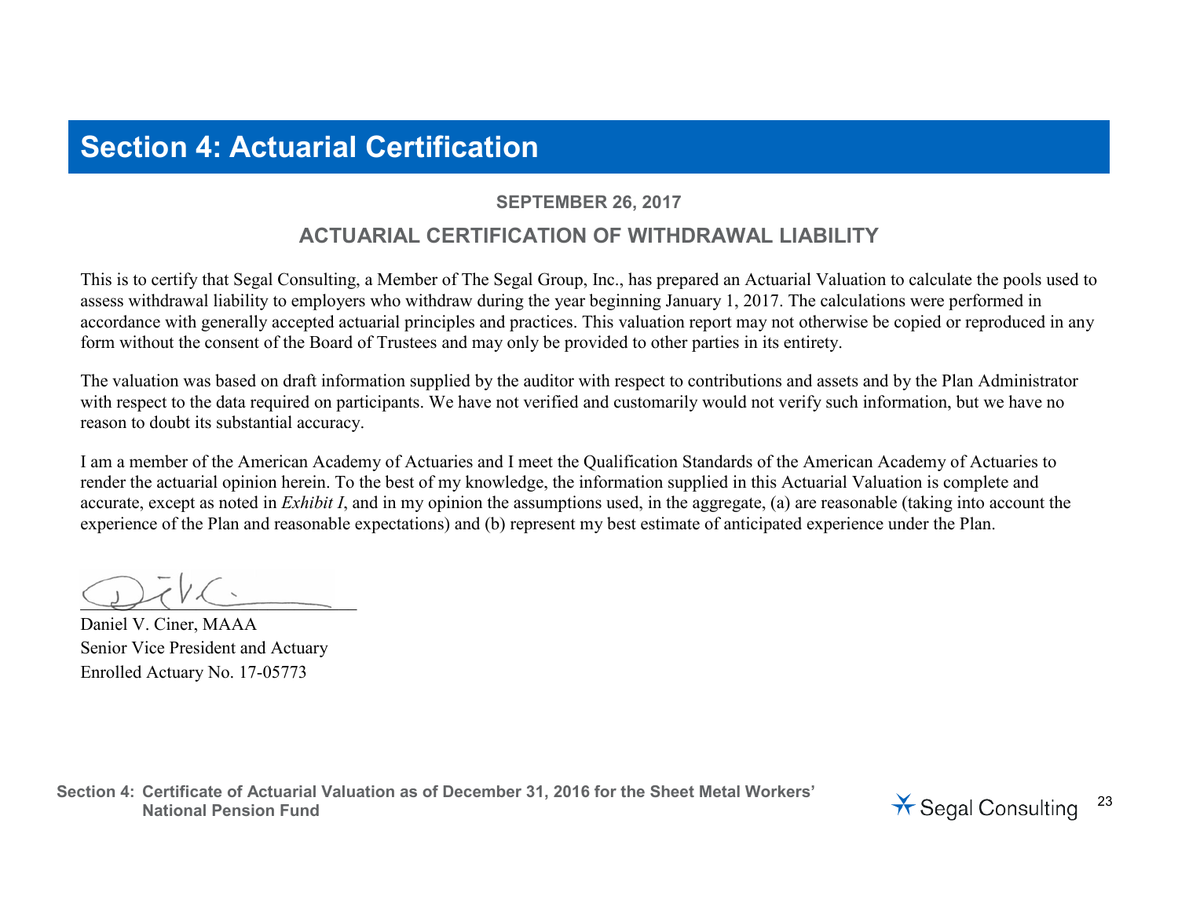# Section 4: Actuarial Certification

**SEPTEMBER 26, 2017**

## ACTUARIAL CERTIFICATION OF WITHDRAWAL LIABILITY

This is to certify that Segal Consulting, a Member of The Segal Group, Inc., has prepared an Actuarial Valuation to calculate the pools used to assess withdrawal liability to employers who withdraw during the year beginning January 1, 2017. The calculations were performed in accordance with generally accepted actuarial principles and practices. This valuation report may not otherwise be copied or reproduced in any form without the consent of the Board of Trustees and may only be provided to other parties in its entirety.

The valuation was based on draft information supplied by the auditor with respect to contributions and assets and by the Plan Administrator with respect to the data required on participants. We have not verified and customarily would not verify such information, but we have no reason to doubt its substantial accuracy.

I am a member of the American Academy of Actuaries and I meet the Qualification Standards of the American Academy of Actuaries to render the actuarial opinion herein. To the best of my knowledge, the information supplied in this Actuarial Valuation is complete and accurate, except as noted in *Exhibit I*, and in my opinion the assumptions used, in the aggregate, (a) are reasonable (taking into account the experience of the Plan and reasonable expectations) and (b) represent my best estimate of anticipated experience under the Plan.

Daniel V. Ciner, MAAA
Senior Vice President and Actuary
Enrolled Actuary No. 17-05773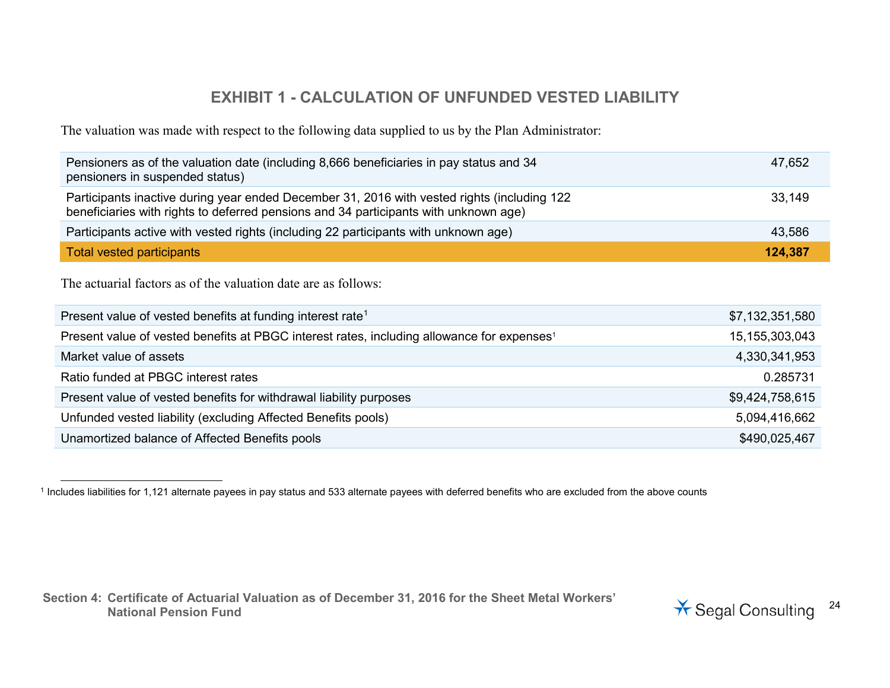## EXHIBIT 1 - CALCULATION OF UNFUNDED VESTED LIABILITY

The valuation was made with respect to the following data supplied to us by the Plan Administrator:

| | |
|---|---|
| Pensioners as of the valuation date (including 8,666 beneficiaries in pay status and 34 pensioners in suspended status) | 47,652 |
| Participants inactive during year ended December 31, 2016 with vested rights (including 122 beneficiaries with rights to deferred pensions and 34 participants with unknown age) | 33,149 |
| Participants active with vested rights (including 22 participants with unknown age) | 43,586 |
| **Total vested participants** | **124,387** |

The actuarial factors as of the valuation date are as follows:

| | |
|---|---|
| Present value of vested benefits at funding interest rate[1] | $7,132,351,580 |
| Present value of vested benefits at PBGC interest rates, including allowance for expenses[1] | 15,155,303,043 |
| Market value of assets | 4,330,341,953 |
| Ratio funded at PBGC interest rates | 0.285731 |
| Present value of vested benefits for withdrawal liability purposes | $9,424,758,615 |
| Unfunded vested liability (excluding Affected Benefits pools) | 5,094,416,662 |
| Unamortized balance of Affected Benefits pools | $490,025,467 |

[1] Includes liabilities for 1,121 alternate payees in pay status and 533 alternate payees with deferred benefits who are excluded from the above counts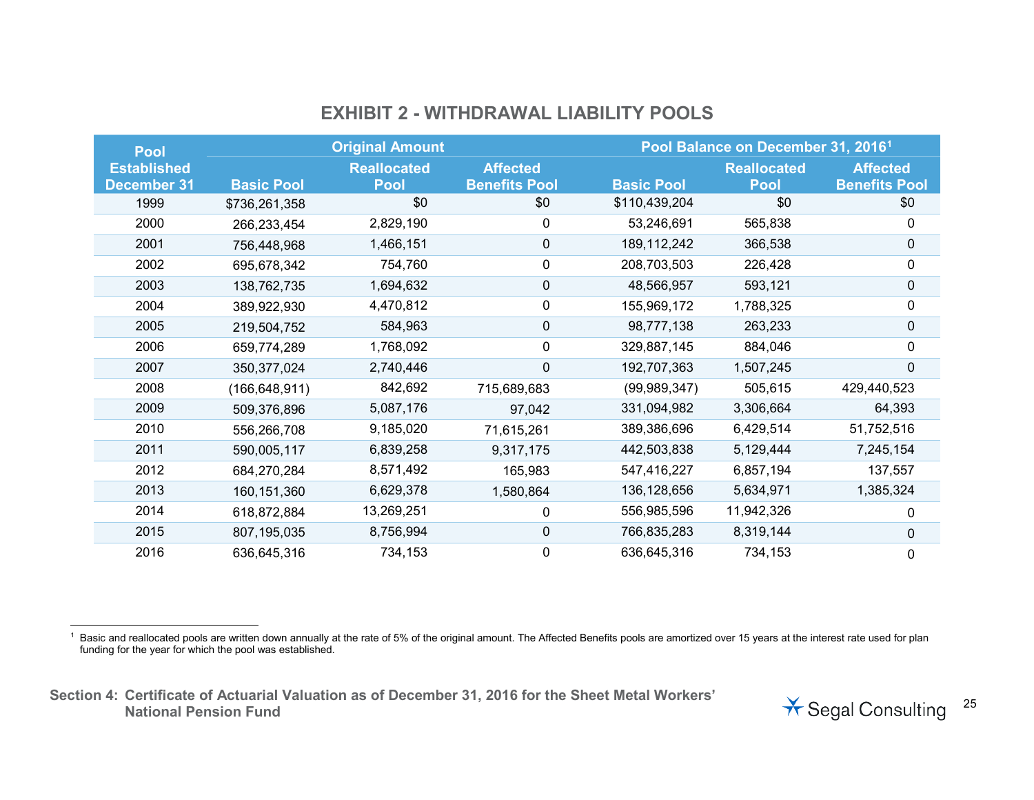# EXHIBIT 2 - WITHDRAWAL LIABILITY POOLS

| Pool Established December 31 | Original Amount | | | Pool Balance on December 31, 2016[1] | | |
|---|---|---|---|---|---|---|
| | Basic Pool | Reallocated Pool | Affected Benefits Pool | Basic Pool | Reallocated Pool | Affected Benefits Pool |
| 1999 | $736,261,358 | $0 | $0 | $110,439,204 | $0 | $0 |
| 2000 | 266,233,454 | 2,829,190 | 0 | 53,246,691 | 565,838 | 0 |
| 2001 | 756,448,968 | 1,466,151 | 0 | 189,112,242 | 366,538 | 0 |
| 2002 | 695,678,342 | 754,760 | 0 | 208,703,503 | 226,428 | 0 |
| 2003 | 138,762,735 | 1,694,632 | 0 | 48,566,957 | 593,121 | 0 |
| 2004 | 389,922,930 | 4,470,812 | 0 | 155,969,172 | 1,788,325 | 0 |
| 2005 | 219,504,752 | 584,963 | 0 | 98,777,138 | 263,233 | 0 |
| 2006 | 659,774,289 | 1,768,092 | 0 | 329,887,145 | 884,046 | 0 |
| 2007 | 350,377,024 | 2,740,446 | 0 | 192,707,363 | 1,507,245 | 0 |
| 2008 | (166,648,911) | 842,692 | 715,689,683 | (99,989,347) | 505,615 | 429,440,523 |
| 2009 | 509,376,896 | 5,087,176 | 97,042 | 331,094,982 | 3,306,664 | 64,393 |
| 2010 | 556,266,708 | 9,185,020 | 71,615,261 | 389,386,696 | 6,429,514 | 51,752,516 |
| 2011 | 590,005,117 | 6,839,258 | 9,317,175 | 442,503,838 | 5,129,444 | 7,245,154 |
| 2012 | 684,270,284 | 8,571,492 | 165,983 | 547,416,227 | 6,857,194 | 137,557 |
| 2013 | 160,151,360 | 6,629,378 | 1,580,864 | 136,128,656 | 5,634,971 | 1,385,324 |
| 2014 | 618,872,884 | 13,269,251 | 0 | 556,985,596 | 11,942,326 | 0 |
| 2015 | 807,195,035 | 8,756,994 | 0 | 766,835,283 | 8,319,144 | 0 |
| 2016 | 636,645,316 | 734,153 | 0 | 636,645,316 | 734,153 | 0 |

[1] Basic and reallocated pools are written down annually at the rate of 5% of the original amount. The Affected Benefits pools are amortized over 15 years at the interest rate used for plan funding for the year for which the pool was established.

**Section 4: Certificate of Actuarial Valuation as of December 31, 2016 for the Sheet Metal Workers' National Pension Fund**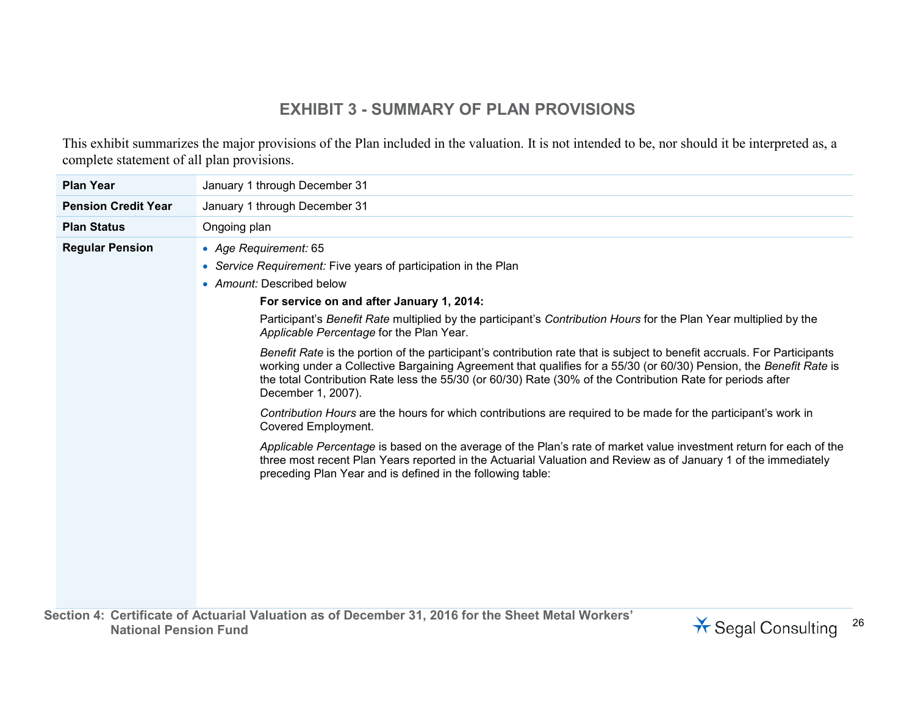# EXHIBIT 3 - SUMMARY OF PLAN PROVISIONS

This exhibit summarizes the major provisions of the Plan included in the valuation. It is not intended to be, nor should it be interpreted as, a complete statement of all plan provisions.

| | |
|---|---|
| **Plan Year** | January 1 through December 31 |
| **Pension Credit Year** | January 1 through December 31 |
| **Plan Status** | Ongoing plan |
| **Regular Pension** | • *Age Requirement:* 65<br>• *Service Requirement:* Five years of participation in the Plan<br>• *Amount:* Described below<br><br>**For service on and after January 1, 2014:**<br><br>Participant's *Benefit Rate* multiplied by the participant's *Contribution Hours* for the Plan Year multiplied by the *Applicable Percentage* for the Plan Year.<br><br>*Benefit Rate* is the portion of the participant's contribution rate that is subject to benefit accruals. For Participants working under a Collective Bargaining Agreement that qualifies for a 55/30 (or 60/30) Pension, the *Benefit Rate* is the total Contribution Rate less the 55/30 (or 60/30) Rate (30% of the Contribution Rate for periods after December 1, 2007).<br><br>*Contribution Hours* are the hours for which contributions are required to be made for the participant's work in Covered Employment.<br><br>*Applicable Percentage* is based on the average of the Plan's rate of market value investment return for each of the three most recent Plan Years reported in the Actuarial Valuation and Review as of January 1 of the immediately preceding Plan Year and is defined in the following table: |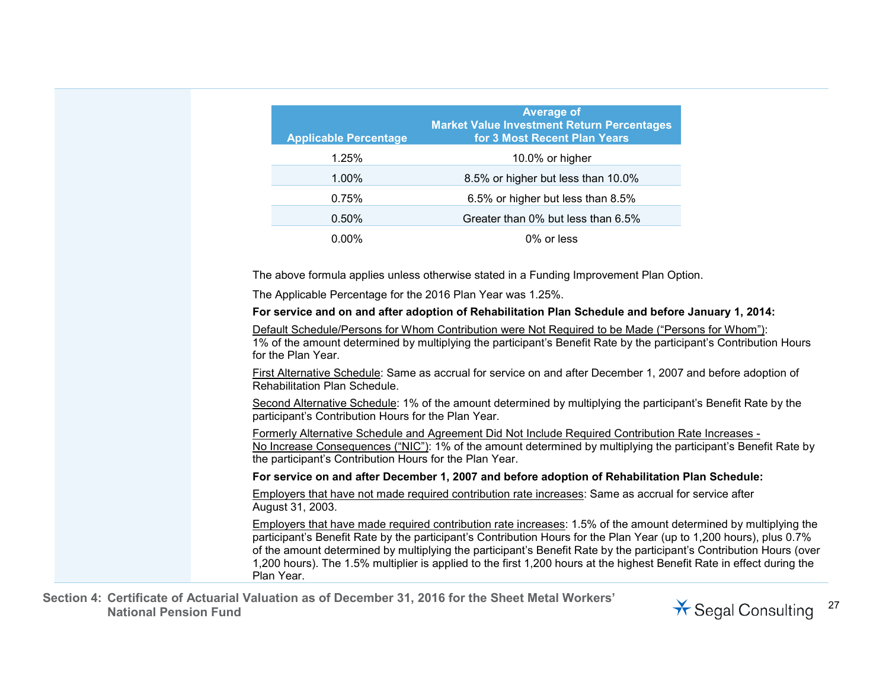| Applicable Percentage | Average of Market Value Investment Return Percentages for 3 Most Recent Plan Years |
|---|---|
| 1.25% | 10.0% or higher |
| 1.00% | 8.5% or higher but less than 10.0% |
| 0.75% | 6.5% or higher but less than 8.5% |
| 0.50% | Greater than 0% but less than 6.5% |
| 0.00% | 0% or less |

The above formula applies unless otherwise stated in a Funding Improvement Plan Option.

The Applicable Percentage for the 2016 Plan Year was 1.25%.

**For service and on and after adoption of Rehabilitation Plan Schedule and before January 1, 2014:**

Default Schedule/Persons for Whom Contribution were Not Required to be Made (“Persons for Whom”): 1% of the amount determined by multiplying the participant’s Benefit Rate by the participant’s Contribution Hours for the Plan Year.

First Alternative Schedule: Same as accrual for service on and after December 1, 2007 and before adoption of Rehabilitation Plan Schedule.

Second Alternative Schedule: 1% of the amount determined by multiplying the participant’s Benefit Rate by the participant’s Contribution Hours for the Plan Year.

Formerly Alternative Schedule and Agreement Did Not Include Required Contribution Rate Increases - No Increase Consequences (“NIC”): 1% of the amount determined by multiplying the participant’s Benefit Rate by the participant’s Contribution Hours for the Plan Year.

**For service on and after December 1, 2007 and before adoption of Rehabilitation Plan Schedule:**

Employers that have not made required contribution rate increases: Same as accrual for service after August 31, 2003.

Employers that have made required contribution rate increases: 1.5% of the amount determined by multiplying the participant’s Benefit Rate by the participant’s Contribution Hours for the Plan Year (up to 1,200 hours), plus 0.7% of the amount determined by multiplying the participant’s Benefit Rate by the participant’s Contribution Hours (over 1,200 hours). The 1.5% multiplier is applied to the first 1,200 hours at the highest Benefit Rate in effect during the Plan Year.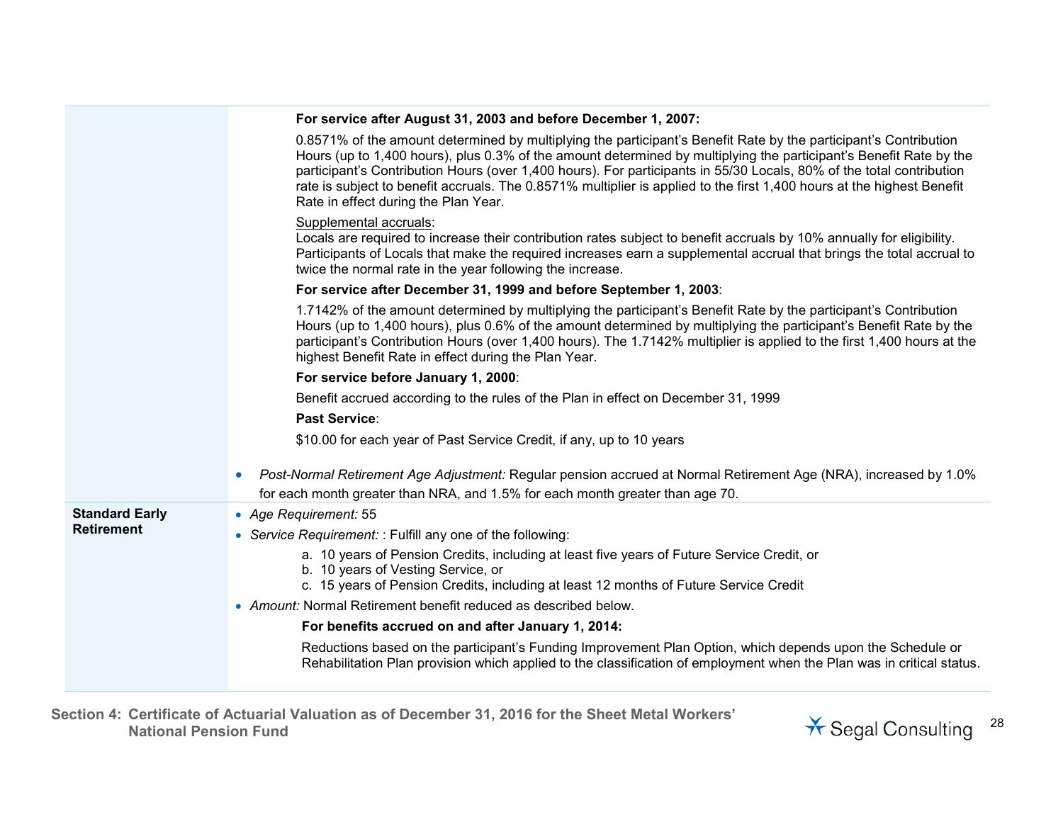| | |
|---|---|
| | **For service after August 31, 2003 and before December 1, 2007:**<br><br>0.8571% of the amount determined by multiplying the participant's Benefit Rate by the participant's Contribution Hours (up to 1,400 hours), plus 0.3% of the amount determined by multiplying the participant's Benefit Rate by the participant's Contribution Hours (over 1,400 hours). For participants in 55/30 Locals, 80% of the total contribution rate is subject to benefit accruals. The 0.8571% multiplier is applied to the first 1,400 hours at the highest Benefit Rate in effect during the Plan Year.<br><br>Supplemental accruals:<br>Locals are required to increase their contribution rates subject to benefit accruals by 10% annually for eligibility. Participants of Locals that make the required increases earn a supplemental accrual that brings the total accrual to twice the normal rate in the year following the increase.<br><br>**For service after December 31, 1999 and before September 1, 2003**:<br><br>1.7142% of the amount determined by multiplying the participant's Benefit Rate by the participant's Contribution Hours (up to 1,400 hours), plus 0.6% of the amount determined by multiplying the participant's Benefit Rate by the participant's Contribution Hours (over 1,400 hours). The 1.7142% multiplier is applied to the first 1,400 hours at the highest Benefit Rate in effect during the Plan Year.<br><br>**For service before January 1, 2000**:<br><br>Benefit accrued according to the rules of the Plan in effect on December 31, 1999<br><br>**Past Service**:<br><br>$10.00 for each year of Past Service Credit, if any, up to 10 years<br><br>• *Post-Normal Retirement Age Adjustment:* Regular pension accrued at Normal Retirement Age (NRA), increased by 1.0% for each month greater than NRA, and 1.5% for each month greater than age 70. |
| **Standard Early Retirement** | • *Age Requirement:* 55<br>• *Service Requirement:* : Fulfill any one of the following:<br>a. 10 years of Pension Credits, including at least five years of Future Service Credit, or<br>b. 10 years of Vesting Service, or<br>c. 15 years of Pension Credits, including at least 12 months of Future Service Credit<br>• *Amount:* Normal Retirement benefit reduced as described below.<br><br>**For benefits accrued on and after January 1, 2014:**<br><br>Reductions based on the participant's Funding Improvement Plan Option, which depends upon the Schedule or Rehabilitation Plan provision which applied to the classification of employment when the Plan was in critical status. |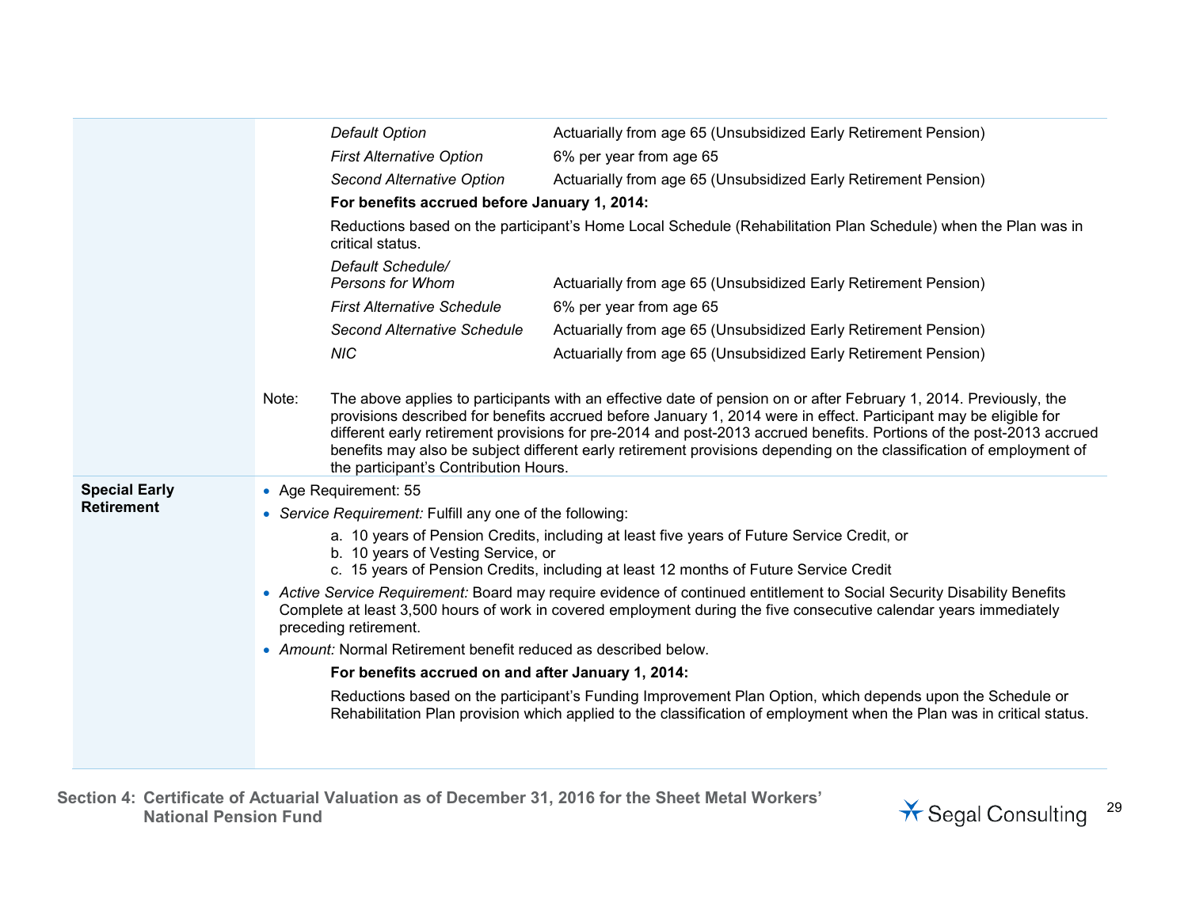| | | |
|---|---|---|
| | *Default Option* | Actuarially from age 65 (Unsubsidized Early Retirement Pension) |
| | *First Alternative Option* | 6% per year from age 65 |
| | *Second Alternative Option* | Actuarially from age 65 (Unsubsidized Early Retirement Pension) |

**For benefits accrued before January 1, 2014:**

Reductions based on the participant's Home Local Schedule (Rehabilitation Plan Schedule) when the Plan was in critical status.

| | |
|---|---|
| *Default Schedule/ Persons for Whom* | Actuarially from age 65 (Unsubsidized Early Retirement Pension) |
| *First Alternative Schedule* | 6% per year from age 65 |
| *Second Alternative Schedule* | Actuarially from age 65 (Unsubsidized Early Retirement Pension) |
| *NIC* | Actuarially from age 65 (Unsubsidized Early Retirement Pension) |

Note: The above applies to participants with an effective date of pension on or after February 1, 2014. Previously, the provisions described for benefits accrued before January 1, 2014 were in effect. Participant may be eligible for different early retirement provisions for pre-2014 and post-2013 accrued benefits. Portions of the post-2013 accrued benefits may also be subject different early retirement provisions depending on the classification of employment of the participant's Contribution Hours.

**Special Early Retirement**

- Age Requirement: 55
- *Service Requirement:* Fulfill any one of the following:
  a. 10 years of Pension Credits, including at least five years of Future Service Credit, or
  b. 10 years of Vesting Service, or
  c. 15 years of Pension Credits, including at least 12 months of Future Service Credit
- *Active Service Requirement:* Board may require evidence of continued entitlement to Social Security Disability Benefits Complete at least 3,500 hours of work in covered employment during the five consecutive calendar years immediately preceding retirement.
- *Amount:* Normal Retirement benefit reduced as described below.

**For benefits accrued on and after January 1, 2014:**

Reductions based on the participant's Funding Improvement Plan Option, which depends upon the Schedule or Rehabilitation Plan provision which applied to the classification of employment when the Plan was in critical status.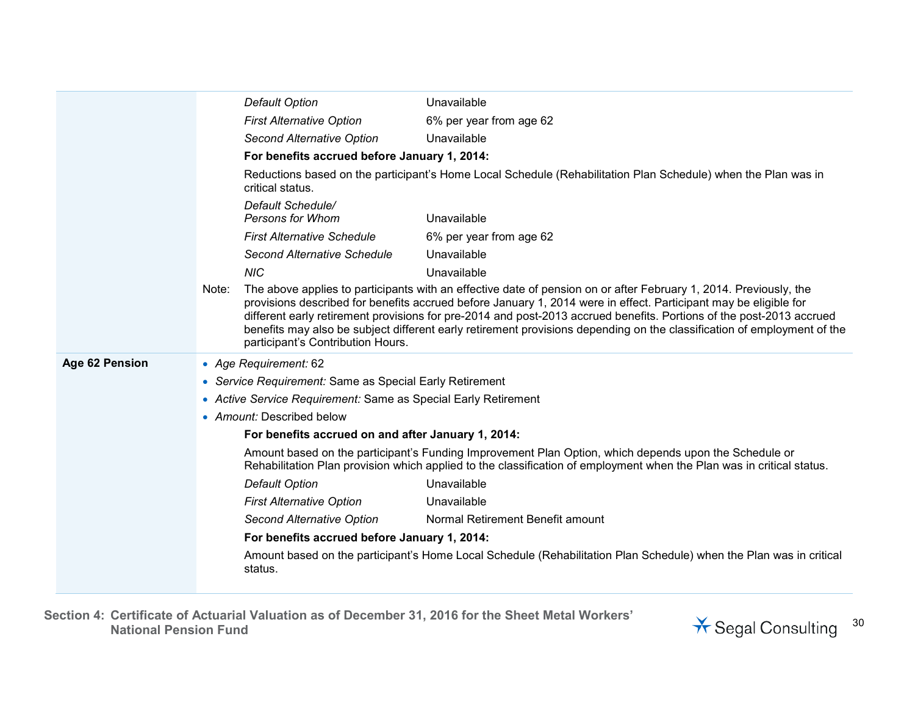| | |
|---|---|
| | *Default Option* — Unavailable<br>*First Alternative Option* — 6% per year from age 62<br>*Second Alternative Option* — Unavailable<br>**For benefits accrued before January 1, 2014:**<br>Reductions based on the participant's Home Local Schedule (Rehabilitation Plan Schedule) when the Plan was in critical status.<br>*Default Schedule/ Persons for Whom* — Unavailable<br>*First Alternative Schedule* — 6% per year from age 62<br>*Second Alternative Schedule* — Unavailable<br>*NIC* — Unavailable<br>Note: The above applies to participants with an effective date of pension on or after February 1, 2014. Previously, the provisions described for benefits accrued before January 1, 2014 were in effect. Participant may be eligible for different early retirement provisions for pre-2014 and post-2013 accrued benefits. Portions of the post-2013 accrued benefits may also be subject different early retirement provisions depending on the classification of employment of the participant's Contribution Hours. |
| **Age 62 Pension** | • *Age Requirement:* 62<br>• *Service Requirement:* Same as Special Early Retirement<br>• *Active Service Requirement:* Same as Special Early Retirement<br>• *Amount:* Described below<br>**For benefits accrued on and after January 1, 2014:**<br>Amount based on the participant's Funding Improvement Plan Option, which depends upon the Schedule or Rehabilitation Plan provision which applied to the classification of employment when the Plan was in critical status.<br>*Default Option* — Unavailable<br>*First Alternative Option* — Unavailable<br>*Second Alternative Option* — Normal Retirement Benefit amount<br>**For benefits accrued before January 1, 2014:**<br>Amount based on the participant's Home Local Schedule (Rehabilitation Plan Schedule) when the Plan was in critical status. |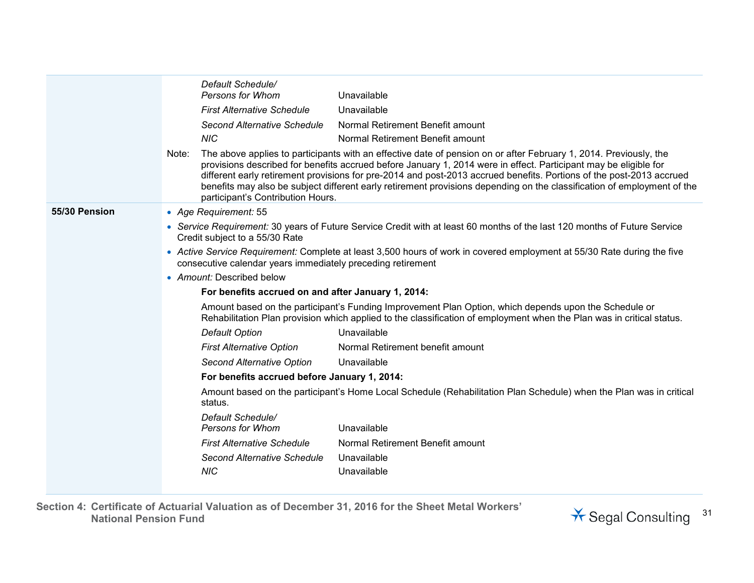| | | |
|---|---|---|
| | *Default Schedule/ Persons for Whom* | Unavailable |
| | *First Alternative Schedule* | Unavailable |
| | *Second Alternative Schedule* | Normal Retirement Benefit amount |
| | *NIC* | Normal Retirement Benefit amount |

Note: The above applies to participants with an effective date of pension on or after February 1, 2014. Previously, the provisions described for benefits accrued before January 1, 2014 were in effect. Participant may be eligible for different early retirement provisions for pre-2014 and post-2013 accrued benefits. Portions of the post-2013 accrued benefits may also be subject different early retirement provisions depending on the classification of employment of the participant's Contribution Hours.

**55/30 Pension**

- *Age Requirement:* 55
- *Service Requirement:* 30 years of Future Service Credit with at least 60 months of the last 120 months of Future Service Credit subject to a 55/30 Rate
- *Active Service Requirement:* Complete at least 3,500 hours of work in covered employment at 55/30 Rate during the five consecutive calendar years immediately preceding retirement
- *Amount:* Described below

**For benefits accrued on and after January 1, 2014:**

Amount based on the participant's Funding Improvement Plan Option, which depends upon the Schedule or Rehabilitation Plan provision which applied to the classification of employment when the Plan was in critical status.

| | |
|---|---|
| *Default Option* | Unavailable |
| *First Alternative Option* | Normal Retirement benefit amount |
| *Second Alternative Option* | Unavailable |

**For benefits accrued before January 1, 2014:**

Amount based on the participant's Home Local Schedule (Rehabilitation Plan Schedule) when the Plan was in critical status.

| | |
|---|---|
| *Default Schedule/ Persons for Whom* | Unavailable |
| *First Alternative Schedule* | Normal Retirement Benefit amount |
| *Second Alternative Schedule* | Unavailable |
| *NIC* | Unavailable |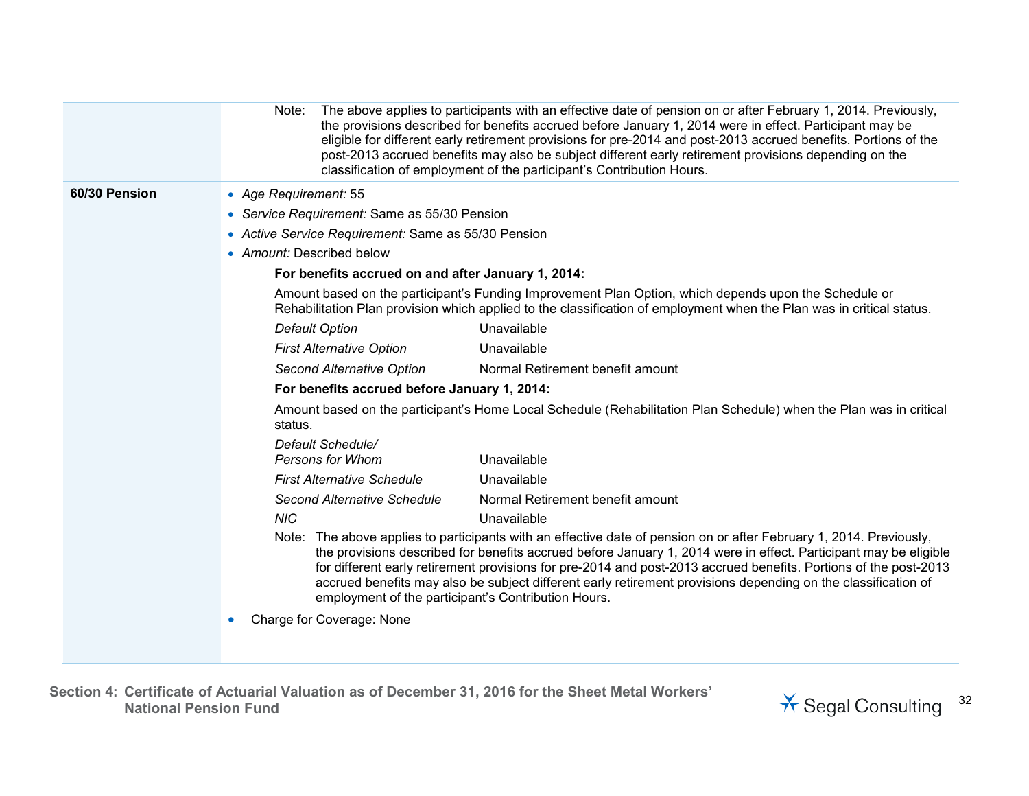Note: The above applies to participants with an effective date of pension on or after February 1, 2014. Previously, the provisions described for benefits accrued before January 1, 2014 were in effect. Participant may be eligible for different early retirement provisions for pre-2014 and post-2013 accrued benefits. Portions of the post-2013 accrued benefits may also be subject different early retirement provisions depending on the classification of employment of the participant's Contribution Hours.

**60/30 Pension**

- *Age Requirement:* 55
- *Service Requirement:* Same as 55/30 Pension
- *Active Service Requirement:* Same as 55/30 Pension
- *Amount:* Described below

**For benefits accrued on and after January 1, 2014:**

Amount based on the participant's Funding Improvement Plan Option, which depends upon the Schedule or Rehabilitation Plan provision which applied to the classification of employment when the Plan was in critical status.

| | |
|---|---|
| *Default Option* | Unavailable |
| *First Alternative Option* | Unavailable |
| *Second Alternative Option* | Normal Retirement benefit amount |

**For benefits accrued before January 1, 2014:**

Amount based on the participant's Home Local Schedule (Rehabilitation Plan Schedule) when the Plan was in critical status.

| | |
|---|---|
| *Default Schedule/ Persons for Whom* | Unavailable |
| *First Alternative Schedule* | Unavailable |
| *Second Alternative Schedule* | Normal Retirement benefit amount |
| *NIC* | Unavailable |

Note: The above applies to participants with an effective date of pension on or after February 1, 2014. Previously, the provisions described for benefits accrued before January 1, 2014 were in effect. Participant may be eligible for different early retirement provisions for pre-2014 and post-2013 accrued benefits. Portions of the post-2013 accrued benefits may also be subject different early retirement provisions depending on the classification of employment of the participant's Contribution Hours.

- Charge for Coverage: None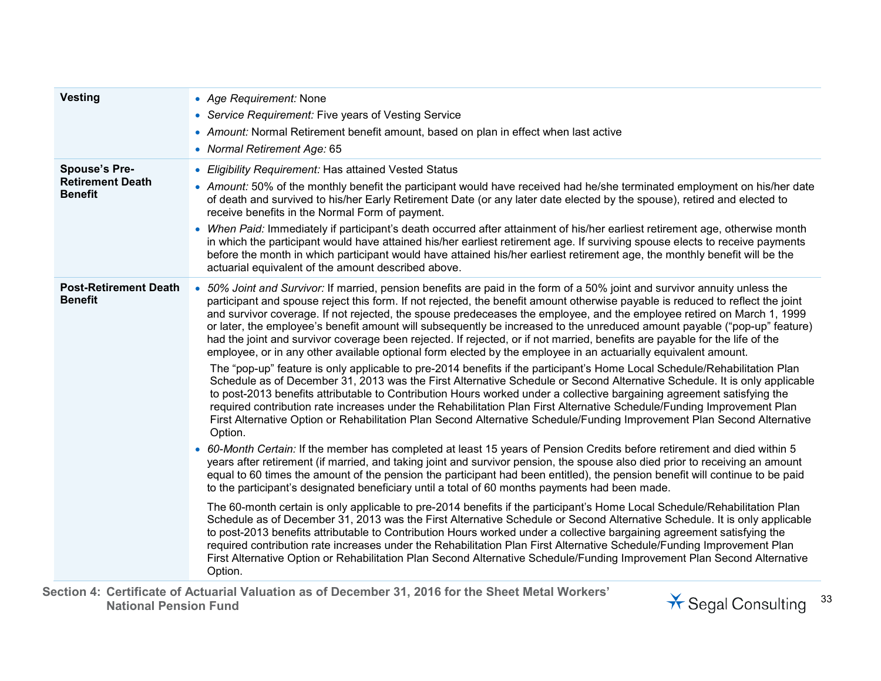| | |
|---|---|
| **Vesting** | • *Age Requirement:* None<br>• *Service Requirement:* Five years of Vesting Service<br>• *Amount:* Normal Retirement benefit amount, based on plan in effect when last active<br>• *Normal Retirement Age:* 65 |
| **Spouse's Pre-Retirement Death Benefit** | • *Eligibility Requirement:* Has attained Vested Status<br>• *Amount:* 50% of the monthly benefit the participant would have received had he/she terminated employment on his/her date of death and survived to his/her Early Retirement Date (or any later date elected by the spouse), retired and elected to receive benefits in the Normal Form of payment.<br>• *When Paid:* Immediately if participant's death occurred after attainment of his/her earliest retirement age, otherwise month in which the participant would have attained his/her earliest retirement age. If surviving spouse elects to receive payments before the month in which participant would have attained his/her earliest retirement age, the monthly benefit will be the actuarial equivalent of the amount described above. |
| **Post-Retirement Death Benefit** | • *50% Joint and Survivor:* If married, pension benefits are paid in the form of a 50% joint and survivor annuity unless the participant and spouse reject this form. If not rejected, the benefit amount otherwise payable is reduced to reflect the joint and survivor coverage. If not rejected, the spouse predeceases the employee, and the employee retired on March 1, 1999 or later, the employee's benefit amount will subsequently be increased to the unreduced amount payable ("pop-up" feature) had the joint and survivor coverage been rejected. If rejected, or if not married, benefits are payable for the life of the employee, or in any other available optional form elected by the employee in an actuarially equivalent amount.<br>The "pop-up" feature is only applicable to pre-2014 benefits if the participant's Home Local Schedule/Rehabilitation Plan Schedule as of December 31, 2013 was the First Alternative Schedule or Second Alternative Schedule. It is only applicable to post-2013 benefits attributable to Contribution Hours worked under a collective bargaining agreement satisfying the required contribution rate increases under the Rehabilitation Plan First Alternative Schedule/Funding Improvement Plan First Alternative Option or Rehabilitation Plan Second Alternative Schedule/Funding Improvement Plan Second Alternative Option.<br>• *60-Month Certain:* If the member has completed at least 15 years of Pension Credits before retirement and died within 5 years after retirement (if married, and taking joint and survivor pension, the spouse also died prior to receiving an amount equal to 60 times the amount of the pension the participant had been entitled), the pension benefit will continue to be paid to the participant's designated beneficiary until a total of 60 months payments had been made.<br>The 60-month certain is only applicable to pre-2014 benefits if the participant's Home Local Schedule/Rehabilitation Plan Schedule as of December 31, 2013 was the First Alternative Schedule or Second Alternative Schedule. It is only applicable to post-2013 benefits attributable to Contribution Hours worked under a collective bargaining agreement satisfying the required contribution rate increases under the Rehabilitation Plan First Alternative Schedule/Funding Improvement Plan First Alternative Option or Rehabilitation Plan Second Alternative Schedule/Funding Improvement Plan Second Alternative Option. |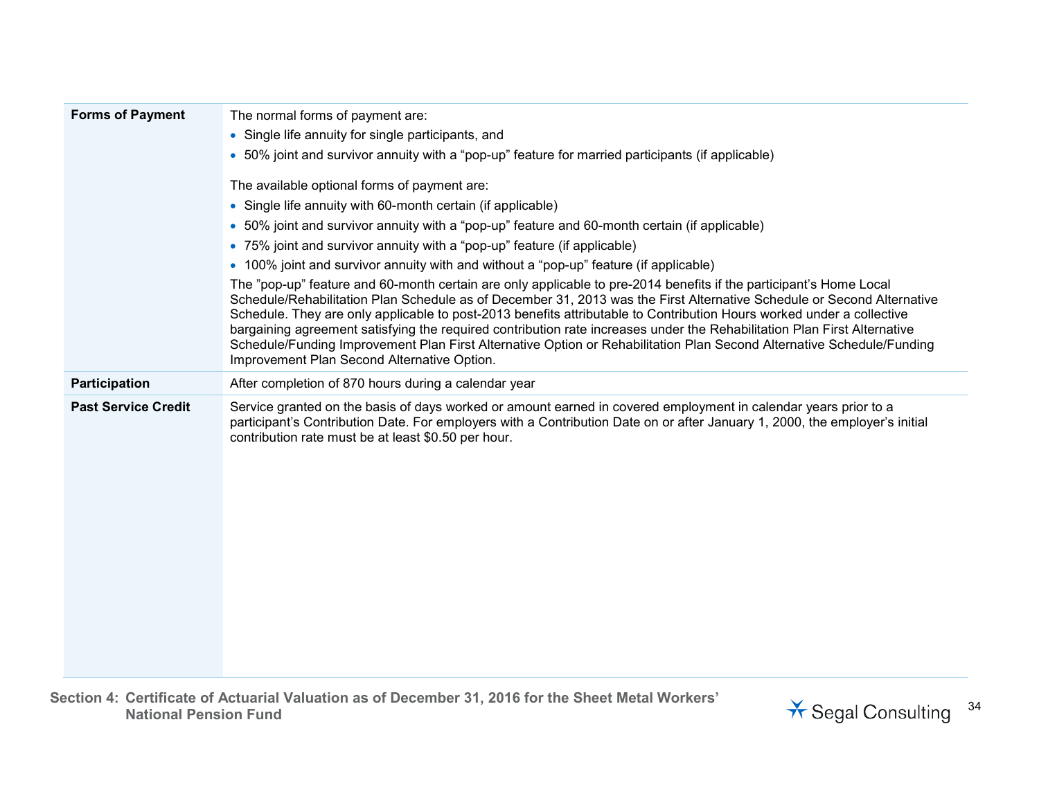| | |
|---|---|
| **Forms of Payment** | The normal forms of payment are:<br>• Single life annuity for single participants, and<br>• 50% joint and survivor annuity with a “pop-up” feature for married participants (if applicable)<br><br>The available optional forms of payment are:<br>• Single life annuity with 60-month certain (if applicable)<br>• 50% joint and survivor annuity with a “pop-up” feature and 60-month certain (if applicable)<br>• 75% joint and survivor annuity with a “pop-up” feature (if applicable)<br>• 100% joint and survivor annuity with and without a “pop-up” feature (if applicable)<br>The ”pop-up” feature and 60-month certain are only applicable to pre-2014 benefits if the participant’s Home Local Schedule/Rehabilitation Plan Schedule as of December 31, 2013 was the First Alternative Schedule or Second Alternative Schedule. They are only applicable to post-2013 benefits attributable to Contribution Hours worked under a collective bargaining agreement satisfying the required contribution rate increases under the Rehabilitation Plan First Alternative Schedule/Funding Improvement Plan First Alternative Option or Rehabilitation Plan Second Alternative Schedule/Funding Improvement Plan Second Alternative Option. |
| **Participation** | After completion of 870 hours during a calendar year |
| **Past Service Credit** | Service granted on the basis of days worked or amount earned in covered employment in calendar years prior to a participant’s Contribution Date. For employers with a Contribution Date on or after January 1, 2000, the employer’s initial contribution rate must be at least $0.50 per hour. |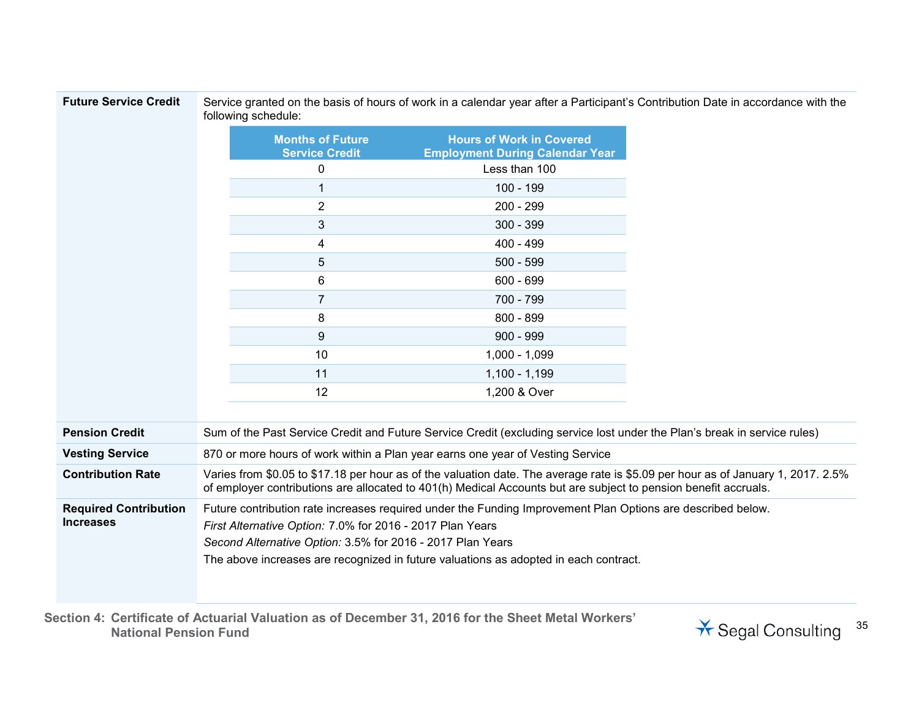**Future Service Credit**

Service granted on the basis of hours of work in a calendar year after a Participant's Contribution Date in accordance with the following schedule:

| Months of Future Service Credit | Hours of Work in Covered Employment During Calendar Year |
|---|---|
| 0 | Less than 100 |
| 1 | 100 - 199 |
| 2 | 200 - 299 |
| 3 | 300 - 399 |
| 4 | 400 - 499 |
| 5 | 500 - 599 |
| 6 | 600 - 699 |
| 7 | 700 - 799 |
| 8 | 800 - 899 |
| 9 | 900 - 999 |
| 10 | 1,000 - 1,099 |
| 11 | 1,100 - 1,199 |
| 12 | 1,200 & Over |

**Pension Credit**

Sum of the Past Service Credit and Future Service Credit (excluding service lost under the Plan's break in service rules)

**Vesting Service**

870 or more hours of work within a Plan year earns one year of Vesting Service

**Contribution Rate**

Varies from $0.05 to $17.18 per hour as of the valuation date. The average rate is $5.09 per hour as of January 1, 2017. 2.5% of employer contributions are allocated to 401(h) Medical Accounts but are subject to pension benefit accruals.

**Required Contribution Increases**

Future contribution rate increases required under the Funding Improvement Plan Options are described below.

*First Alternative Option:* 7.0% for 2016 - 2017 Plan Years

*Second Alternative Option:* 3.5% for 2016 - 2017 Plan Years

The above increases are recognized in future valuations as adopted in each contract.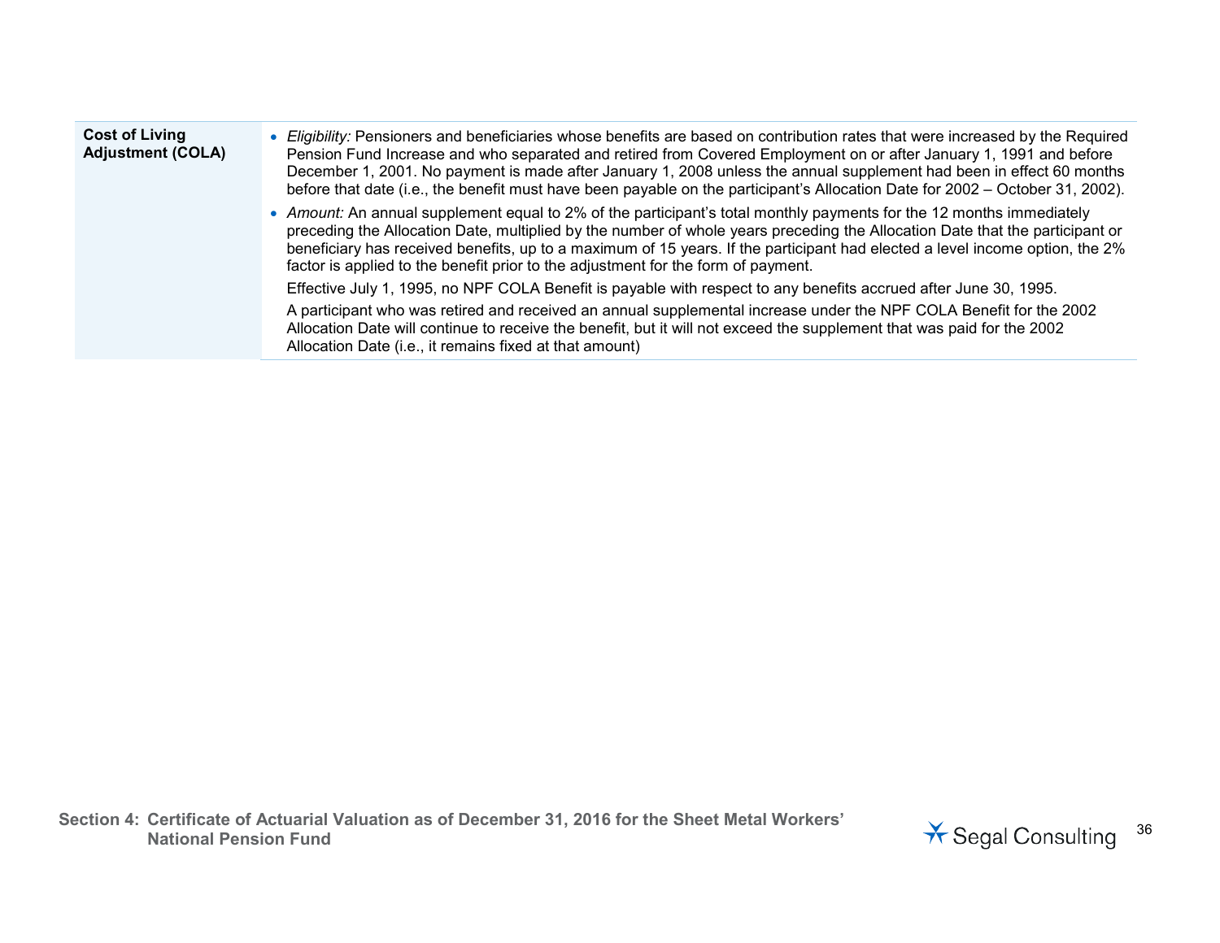| | |
|---|---|
| **Cost of Living Adjustment (COLA)** | • *Eligibility:* Pensioners and beneficiaries whose benefits are based on contribution rates that were increased by the Required Pension Fund Increase and who separated and retired from Covered Employment on or after January 1, 1991 and before December 1, 2001. No payment is made after January 1, 2008 unless the annual supplement had been in effect 60 months before that date (i.e., the benefit must have been payable on the participant's Allocation Date for 2002 – October 31, 2002).<br>• *Amount:* An annual supplement equal to 2% of the participant's total monthly payments for the 12 months immediately preceding the Allocation Date, multiplied by the number of whole years preceding the Allocation Date that the participant or beneficiary has received benefits, up to a maximum of 15 years. If the participant had elected a level income option, the 2% factor is applied to the benefit prior to the adjustment for the form of payment.<br>Effective July 1, 1995, no NPF COLA Benefit is payable with respect to any benefits accrued after June 30, 1995.<br>A participant who was retired and received an annual supplemental increase under the NPF COLA Benefit for the 2002 Allocation Date will continue to receive the benefit, but it will not exceed the supplement that was paid for the 2002 Allocation Date (i.e., it remains fixed at that amount) |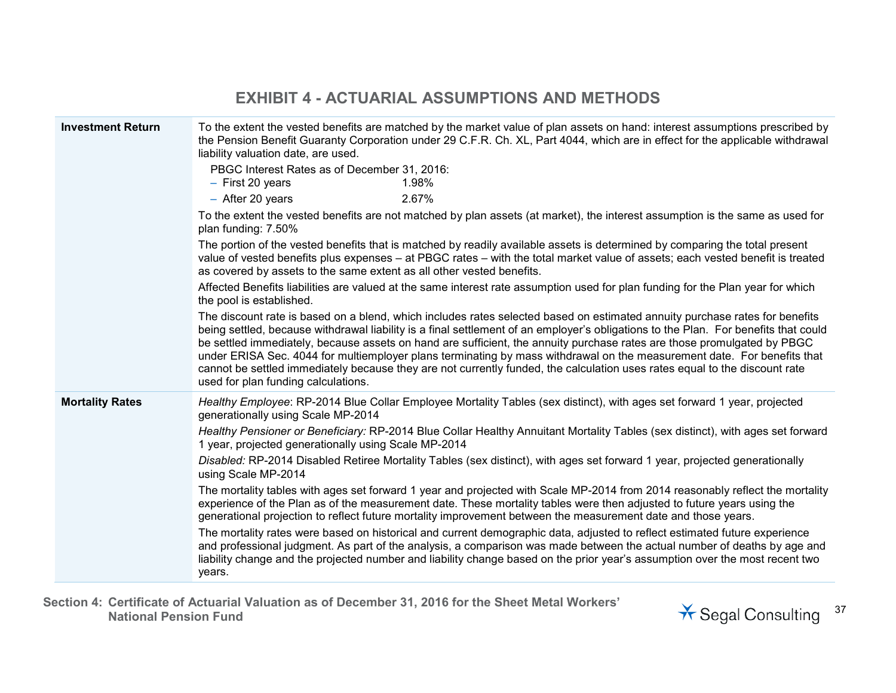# EXHIBIT 4 - ACTUARIAL ASSUMPTIONS AND METHODS

| | |
|---|---|
| **Investment Return** | To the extent the vested benefits are matched by the market value of plan assets on hand: interest assumptions prescribed by the Pension Benefit Guaranty Corporation under 29 C.F.R. Ch. XL, Part 4044, which are in effect for the applicable withdrawal liability valuation date, are used.<br><br>PBGC Interest Rates as of December 31, 2016:<br>– First 20 years 1.98%<br>– After 20 years 2.67%<br><br>To the extent the vested benefits are not matched by plan assets (at market), the interest assumption is the same as used for plan funding: 7.50%<br><br>The portion of the vested benefits that is matched by readily available assets is determined by comparing the total present value of vested benefits plus expenses – at PBGC rates – with the total market value of assets; each vested benefit is treated as covered by assets to the same extent as all other vested benefits.<br><br>Affected Benefits liabilities are valued at the same interest rate assumption used for plan funding for the Plan year for which the pool is established.<br><br>The discount rate is based on a blend, which includes rates selected based on estimated annuity purchase rates for benefits being settled, because withdrawal liability is a final settlement of an employer's obligations to the Plan. For benefits that could be settled immediately, because assets on hand are sufficient, the annuity purchase rates are those promulgated by PBGC under ERISA Sec. 4044 for multiemployer plans terminating by mass withdrawal on the measurement date. For benefits that cannot be settled immediately because they are not currently funded, the calculation uses rates equal to the discount rate used for plan funding calculations. |
| **Mortality Rates** | *Healthy Employee*: RP-2014 Blue Collar Employee Mortality Tables (sex distinct), with ages set forward 1 year, projected generationally using Scale MP-2014<br><br>*Healthy Pensioner or Beneficiary:* RP-2014 Blue Collar Healthy Annuitant Mortality Tables (sex distinct), with ages set forward 1 year, projected generationally using Scale MP-2014<br><br>*Disabled:* RP-2014 Disabled Retiree Mortality Tables (sex distinct), with ages set forward 1 year, projected generationally using Scale MP-2014<br><br>The mortality tables with ages set forward 1 year and projected with Scale MP-2014 from 2014 reasonably reflect the mortality experience of the Plan as of the measurement date. These mortality tables were then adjusted to future years using the generational projection to reflect future mortality improvement between the measurement date and those years.<br><br>The mortality rates were based on historical and current demographic data, adjusted to reflect estimated future experience and professional judgment. As part of the analysis, a comparison was made between the actual number of deaths by age and liability change and the projected number and liability change based on the prior year's assumption over the most recent two years. |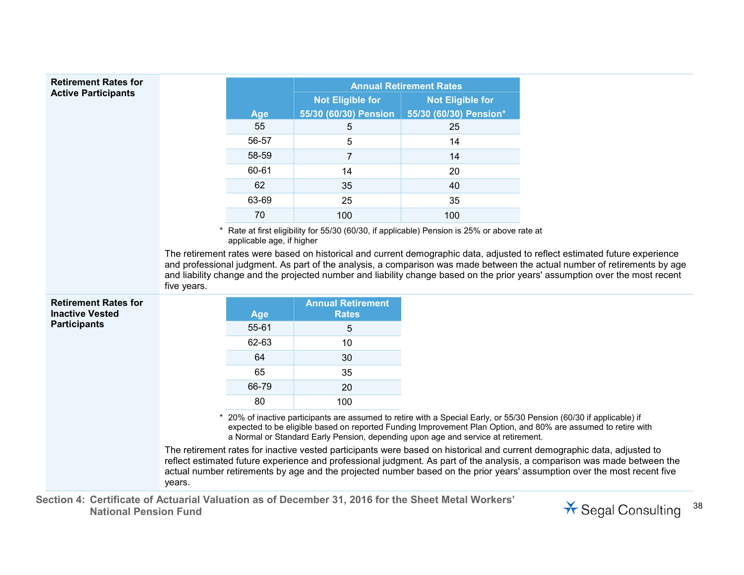**Retirement Rates for Active Participants**

| Age | Annual Retirement Rates | |
|---|---|---|
| | Not Eligible for 55/30 (60/30) Pension | Not Eligible for 55/30 (60/30) Pension* |
| 55 | 5 | 25 |
| 56-57 | 5 | 14 |
| 58-59 | 7 | 14 |
| 60-61 | 14 | 20 |
| 62 | 35 | 40 |
| 63-69 | 25 | 35 |
| 70 | 100 | 100 |

\* Rate at first eligibility for 55/30 (60/30, if applicable) Pension is 25% or above rate at applicable age, if higher

The retirement rates were based on historical and current demographic data, adjusted to reflect estimated future experience and professional judgment. As part of the analysis, a comparison was made between the actual number of retirements by age and liability change and the projected number and liability change based on the prior years' assumption over the most recent five years.

**Retirement Rates for Inactive Vested Participants**

| Age | Annual Retirement Rates |
|---|---|
| 55-61 | 5 |
| 62-63 | 10 |
| 64 | 30 |
| 65 | 35 |
| 66-79 | 20 |
| 80 | 100 |

\* 20% of inactive participants are assumed to retire with a Special Early, or 55/30 Pension (60/30 if applicable) if expected to be eligible based on reported Funding Improvement Plan Option, and 80% are assumed to retire with a Normal or Standard Early Pension, depending upon age and service at retirement.

The retirement rates for inactive vested participants were based on historical and current demographic data, adjusted to reflect estimated future experience and professional judgment. As part of the analysis, a comparison was made between the actual number retirements by age and the projected number based on the prior years' assumption over the most recent five years.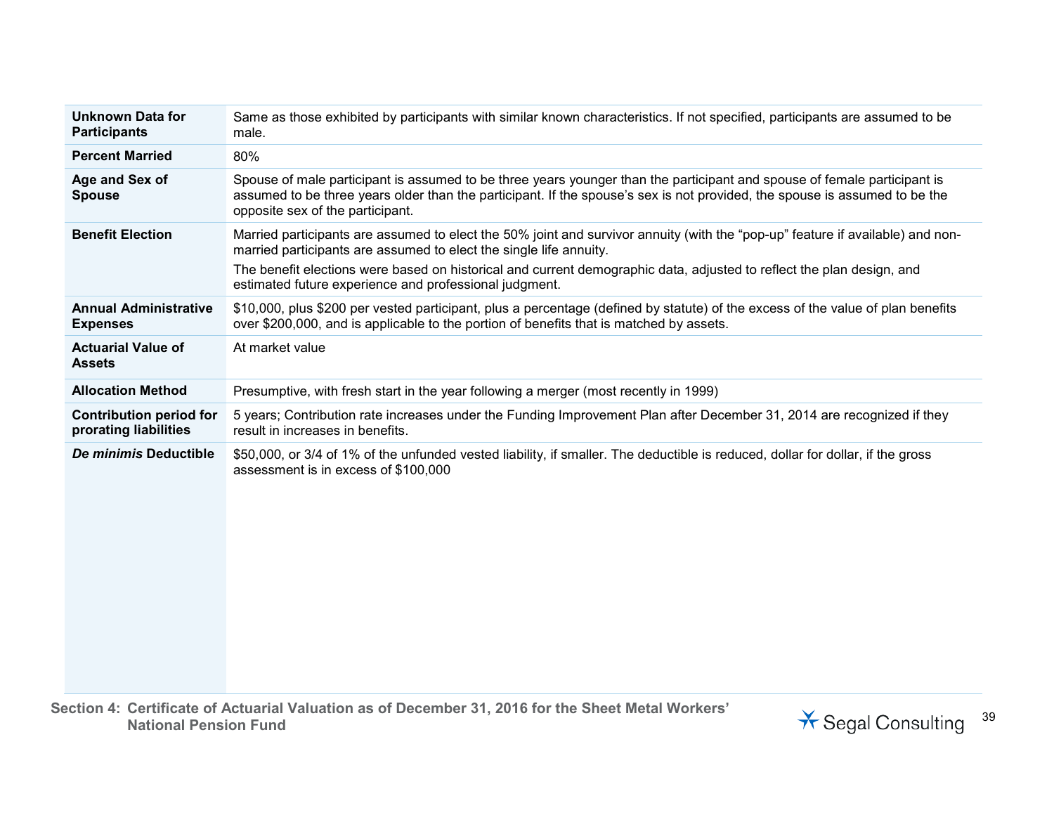| | |
|---|---|
| **Unknown Data for Participants** | Same as those exhibited by participants with similar known characteristics. If not specified, participants are assumed to be male. |
| **Percent Married** | 80% |
| **Age and Sex of Spouse** | Spouse of male participant is assumed to be three years younger than the participant and spouse of female participant is assumed to be three years older than the participant. If the spouse's sex is not provided, the spouse is assumed to be the opposite sex of the participant. |
| **Benefit Election** | Married participants are assumed to elect the 50% joint and survivor annuity (with the "pop-up" feature if available) and non-married participants are assumed to elect the single life annuity.<br>The benefit elections were based on historical and current demographic data, adjusted to reflect the plan design, and estimated future experience and professional judgment. |
| **Annual Administrative Expenses** | $10,000, plus $200 per vested participant, plus a percentage (defined by statute) of the excess of the value of plan benefits over $200,000, and is applicable to the portion of benefits that is matched by assets. |
| **Actuarial Value of Assets** | At market value |
| **Allocation Method** | Presumptive, with fresh start in the year following a merger (most recently in 1999) |
| **Contribution period for prorating liabilities** | 5 years; Contribution rate increases under the Funding Improvement Plan after December 31, 2014 are recognized if they result in increases in benefits. |
| ***De minimis* Deductible** | $50,000, or 3/4 of 1% of the unfunded vested liability, if smaller. The deductible is reduced, dollar for dollar, if the gross assessment is in excess of $100,000 |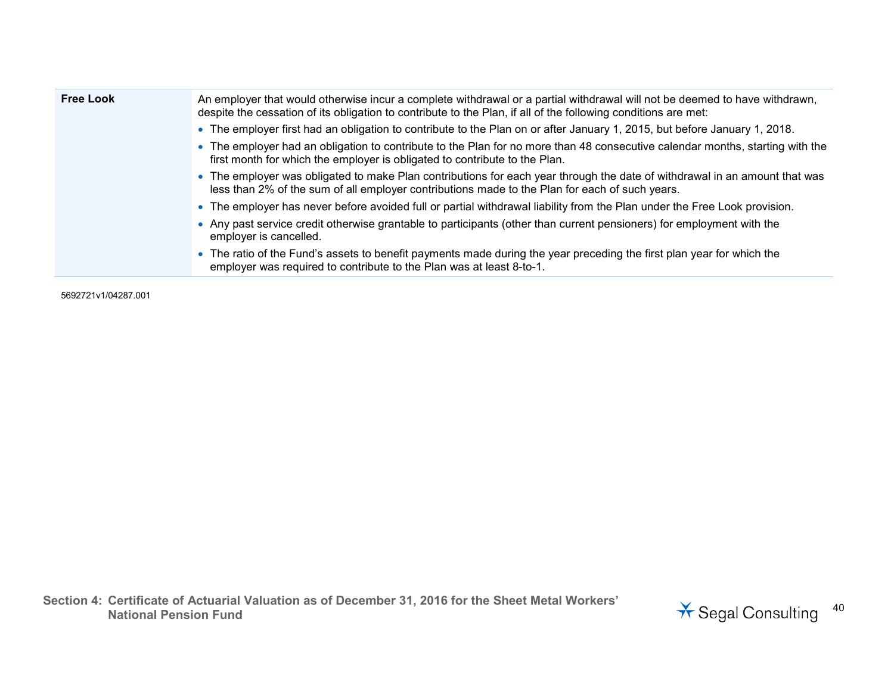| | |
|---|---|
| **Free Look** | An employer that would otherwise incur a complete withdrawal or a partial withdrawal will not be deemed to have withdrawn, despite the cessation of its obligation to contribute to the Plan, if all of the following conditions are met:<br>• The employer first had an obligation to contribute to the Plan on or after January 1, 2015, but before January 1, 2018.<br>• The employer had an obligation to contribute to the Plan for no more than 48 consecutive calendar months, starting with the first month for which the employer is obligated to contribute to the Plan.<br>• The employer was obligated to make Plan contributions for each year through the date of withdrawal in an amount that was less than 2% of the sum of all employer contributions made to the Plan for each of such years.<br>• The employer has never before avoided full or partial withdrawal liability from the Plan under the Free Look provision.<br>• Any past service credit otherwise grantable to participants (other than current pensioners) for employment with the employer is cancelled.<br>• The ratio of the Fund's assets to benefit payments made during the year preceding the first plan year for which the employer was required to contribute to the Plan was at least 8-to-1. |

5692721v1/04287.001